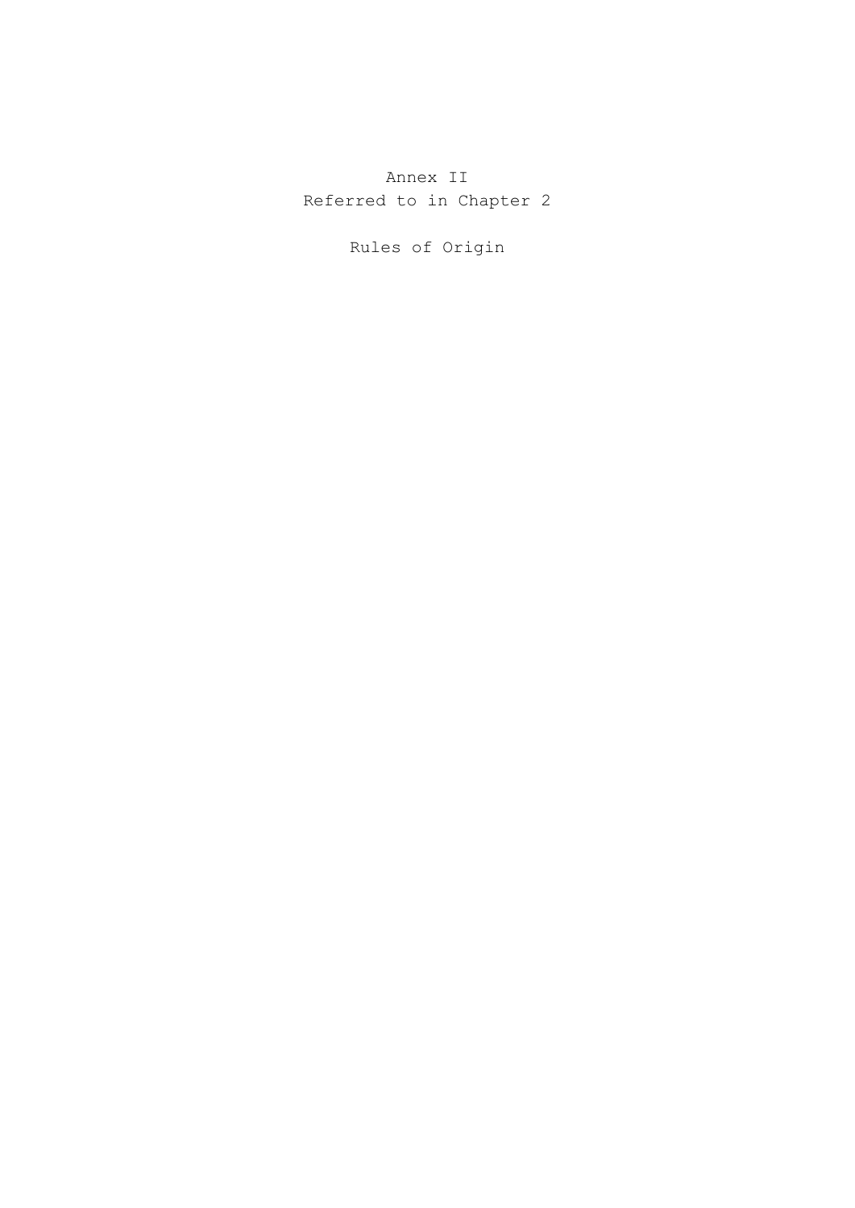# Annex II
Referred to in Chapter 2

## Rules of Origin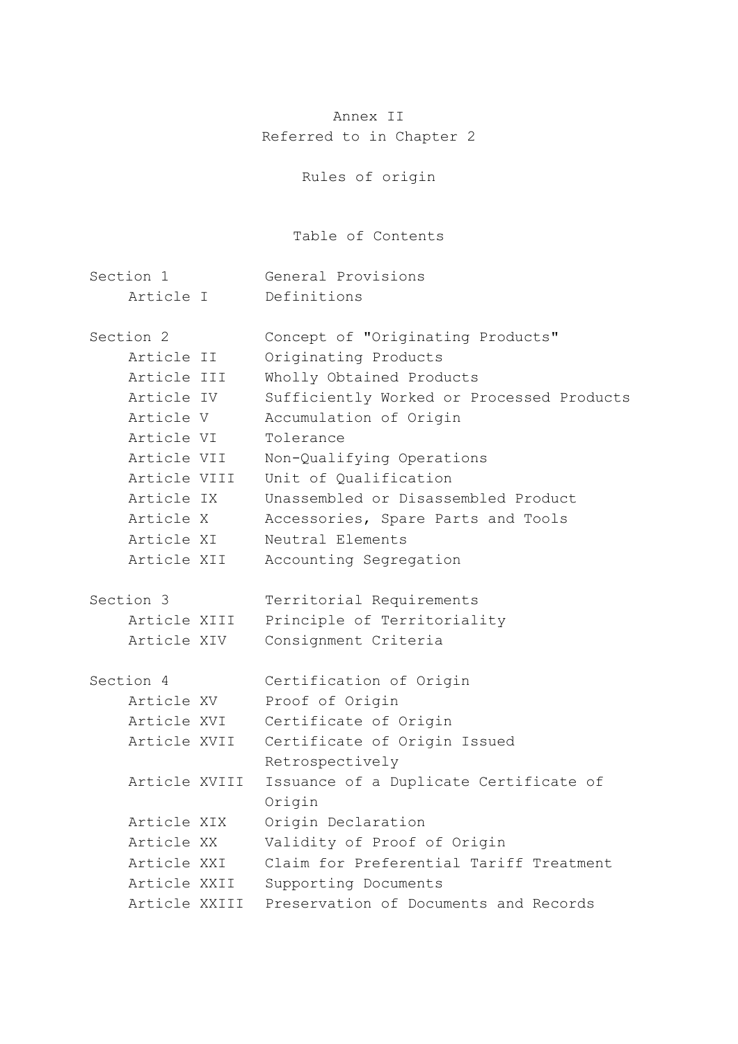# Annex II
Referred to in Chapter 2

## Rules of origin

### Table of Contents

| | |
|---|---|
| Section 1 | General Provisions |
| Article I | Definitions |
| Section 2 | Concept of "Originating Products" |
| Article II | Originating Products |
| Article III | Wholly Obtained Products |
| Article IV | Sufficiently Worked or Processed Products |
| Article V | Accumulation of Origin |
| Article VI | Tolerance |
| Article VII | Non-Qualifying Operations |
| Article VIII | Unit of Qualification |
| Article IX | Unassembled or Disassembled Product |
| Article X | Accessories, Spare Parts and Tools |
| Article XI | Neutral Elements |
| Article XII | Accounting Segregation |
| Section 3 | Territorial Requirements |
| Article XIII | Principle of Territoriality |
| Article XIV | Consignment Criteria |
| Section 4 | Certification of Origin |
| Article XV | Proof of Origin |
| Article XVI | Certificate of Origin |
| Article XVII | Certificate of Origin Issued Retrospectively |
| Article XVIII | Issuance of a Duplicate Certificate of Origin |
| Article XIX | Origin Declaration |
| Article XX | Validity of Proof of Origin |
| Article XXI | Claim for Preferential Tariff Treatment |
| Article XXII | Supporting Documents |
| Article XXIII | Preservation of Documents and Records |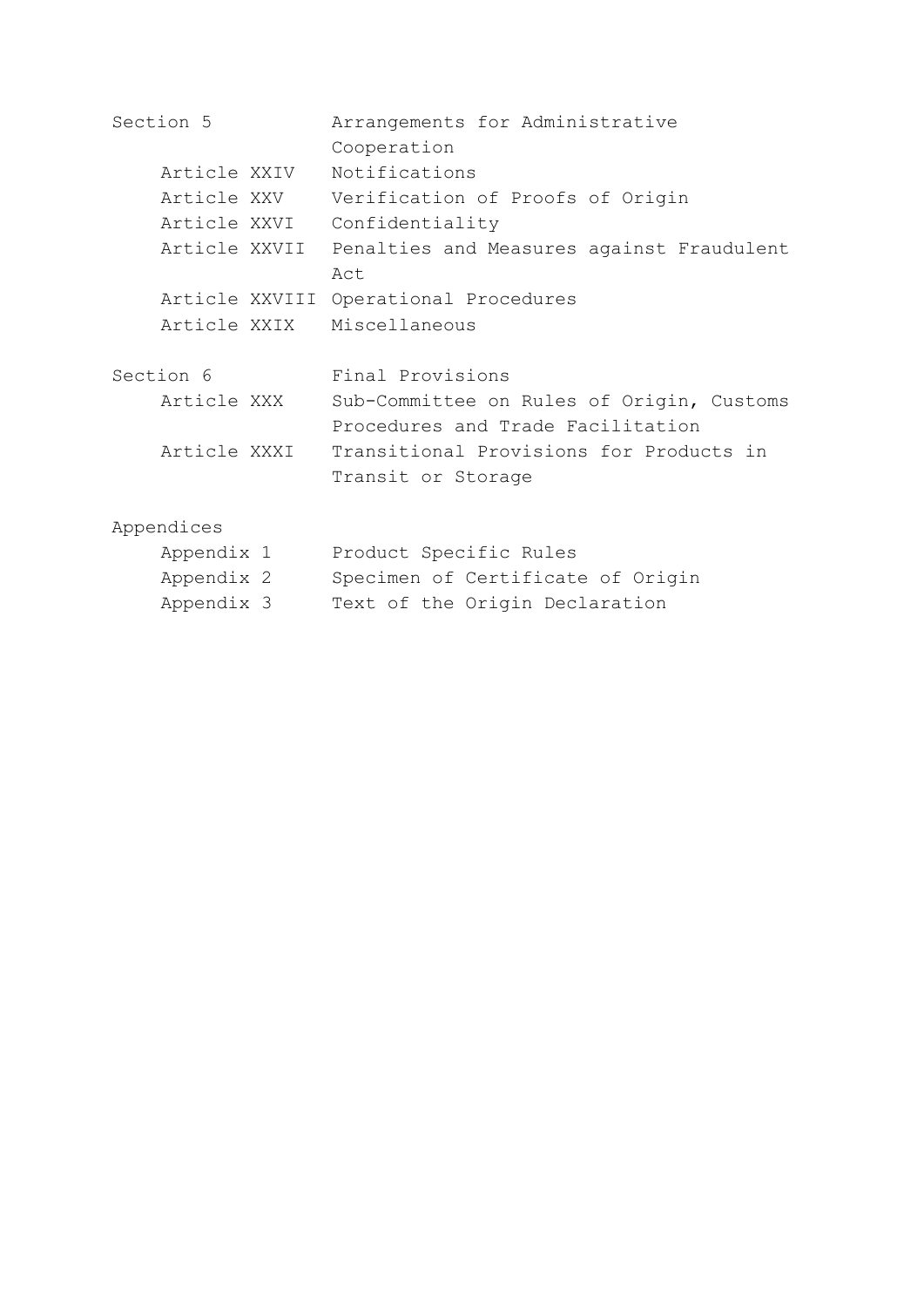| | |
|---|---|
| Section 5 | Arrangements for Administrative Cooperation |
| Article XXIV | Notifications |
| Article XXV | Verification of Proofs of Origin |
| Article XXVI | Confidentiality |
| Article XXVII | Penalties and Measures against Fraudulent Act |
| Article XXVIII | Operational Procedures |
| Article XXIX | Miscellaneous |
| | |
| Section 6 | Final Provisions |
| Article XXX | Sub-Committee on Rules of Origin, Customs Procedures and Trade Facilitation |
| Article XXXI | Transitional Provisions for Products in Transit or Storage |
| | |
| Appendices | |
| Appendix 1 | Product Specific Rules |
| Appendix 2 | Specimen of Certificate of Origin |
| Appendix 3 | Text of the Origin Declaration |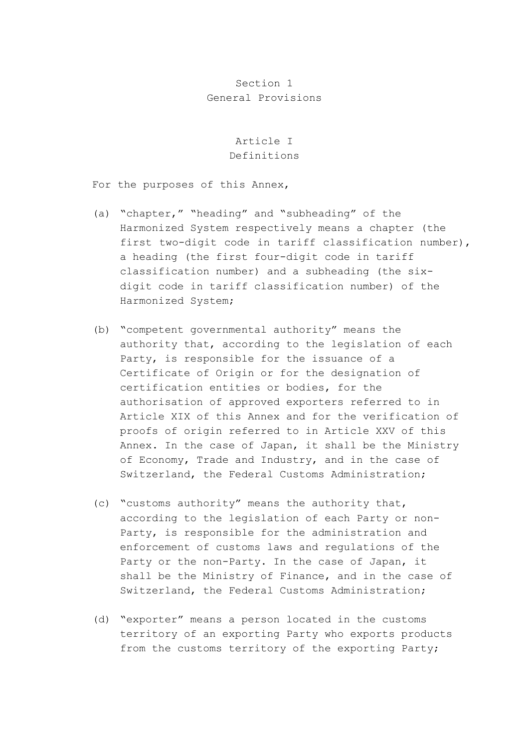## Section 1
## General Provisions

### Article I
### Definitions

For the purposes of this Annex,

(a) "chapter," "heading" and "subheading" of the Harmonized System respectively means a chapter (the first two-digit code in tariff classification number), a heading (the first four-digit code in tariff classification number) and a subheading (the six-digit code in tariff classification number) of the Harmonized System;

(b) "competent governmental authority" means the authority that, according to the legislation of each Party, is responsible for the issuance of a Certificate of Origin or for the designation of certification entities or bodies, for the authorisation of approved exporters referred to in Article XIX of this Annex and for the verification of proofs of origin referred to in Article XXV of this Annex. In the case of Japan, it shall be the Ministry of Economy, Trade and Industry, and in the case of Switzerland, the Federal Customs Administration;

(c) "customs authority" means the authority that, according to the legislation of each Party or non-Party, is responsible for the administration and enforcement of customs laws and regulations of the Party or the non-Party. In the case of Japan, it shall be the Ministry of Finance, and in the case of Switzerland, the Federal Customs Administration;

(d) "exporter" means a person located in the customs territory of an exporting Party who exports products from the customs territory of the exporting Party;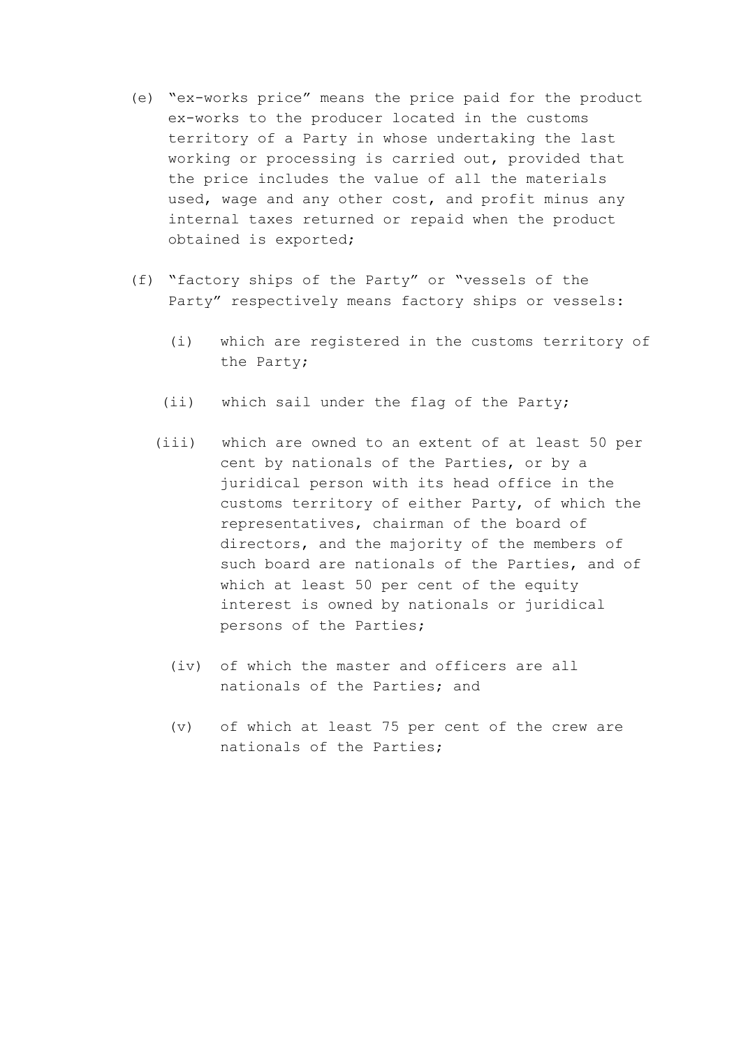(e) "ex-works price" means the price paid for the product ex-works to the producer located in the customs territory of a Party in whose undertaking the last working or processing is carried out, provided that the price includes the value of all the materials used, wage and any other cost, and profit minus any internal taxes returned or repaid when the product obtained is exported;

(f) "factory ships of the Party" or "vessels of the Party" respectively means factory ships or vessels:

   (i) which are registered in the customs territory of the Party;

   (ii) which sail under the flag of the Party;

   (iii) which are owned to an extent of at least 50 per cent by nationals of the Parties, or by a juridical person with its head office in the customs territory of either Party, of which the representatives, chairman of the board of directors, and the majority of the members of such board are nationals of the Parties, and of which at least 50 per cent of the equity interest is owned by nationals or juridical persons of the Parties;

   (iv) of which the master and officers are all nationals of the Parties; and

   (v) of which at least 75 per cent of the crew are nationals of the Parties;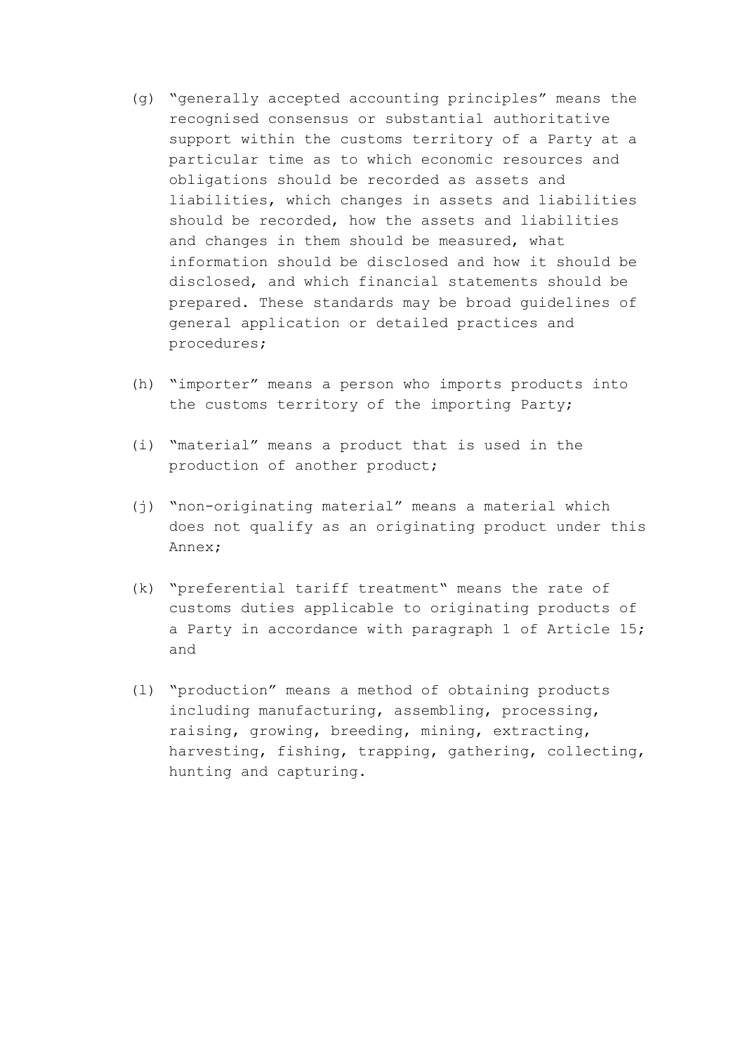(g) "generally accepted accounting principles" means the recognised consensus or substantial authoritative support within the customs territory of a Party at a particular time as to which economic resources and obligations should be recorded as assets and liabilities, which changes in assets and liabilities should be recorded, how the assets and liabilities and changes in them should be measured, what information should be disclosed and how it should be disclosed, and which financial statements should be prepared. These standards may be broad guidelines of general application or detailed practices and procedures;

(h) "importer" means a person who imports products into the customs territory of the importing Party;

(i) "material" means a product that is used in the production of another product;

(j) "non-originating material" means a material which does not qualify as an originating product under this Annex;

(k) "preferential tariff treatment" means the rate of customs duties applicable to originating products of a Party in accordance with paragraph 1 of Article 15; and

(l) "production" means a method of obtaining products including manufacturing, assembling, processing, raising, growing, breeding, mining, extracting, harvesting, fishing, trapping, gathering, collecting, hunting and capturing.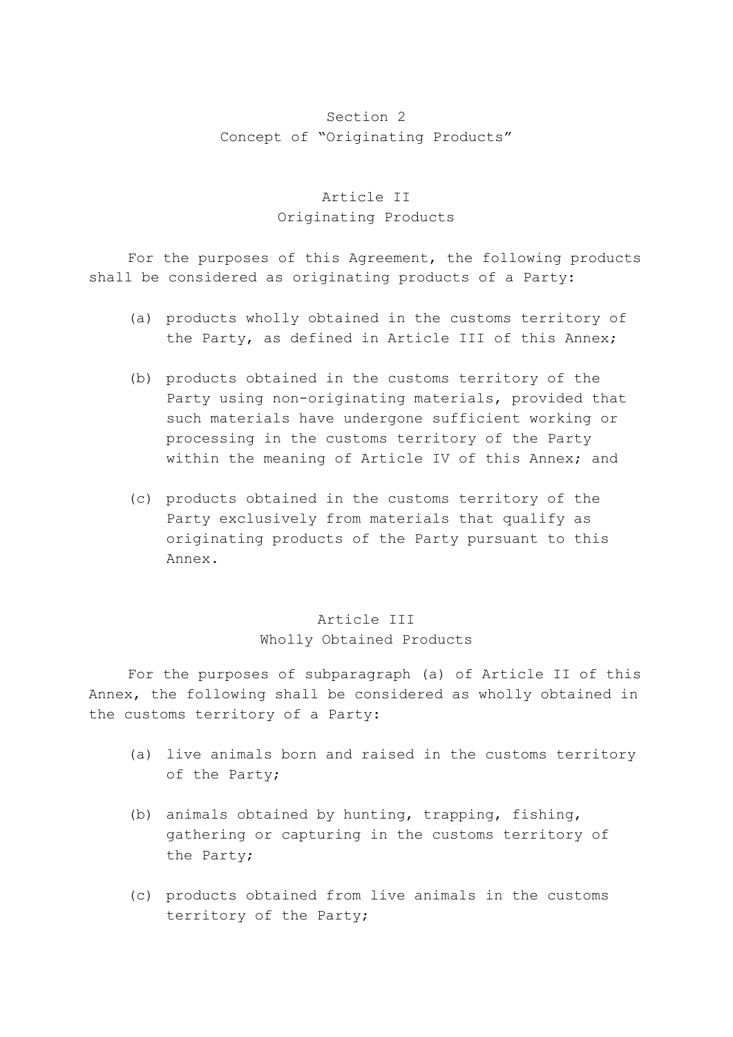## Section 2
## Concept of "Originating Products"

### Article II
### Originating Products

For the purposes of this Agreement, the following products shall be considered as originating products of a Party:

(a) products wholly obtained in the customs territory of the Party, as defined in Article III of this Annex;

(b) products obtained in the customs territory of the Party using non-originating materials, provided that such materials have undergone sufficient working or processing in the customs territory of the Party within the meaning of Article IV of this Annex; and

(c) products obtained in the customs territory of the Party exclusively from materials that qualify as originating products of the Party pursuant to this Annex.

### Article III
### Wholly Obtained Products

For the purposes of subparagraph (a) of Article II of this Annex, the following shall be considered as wholly obtained in the customs territory of a Party:

(a) live animals born and raised in the customs territory of the Party;

(b) animals obtained by hunting, trapping, fishing, gathering or capturing in the customs territory of the Party;

(c) products obtained from live animals in the customs territory of the Party;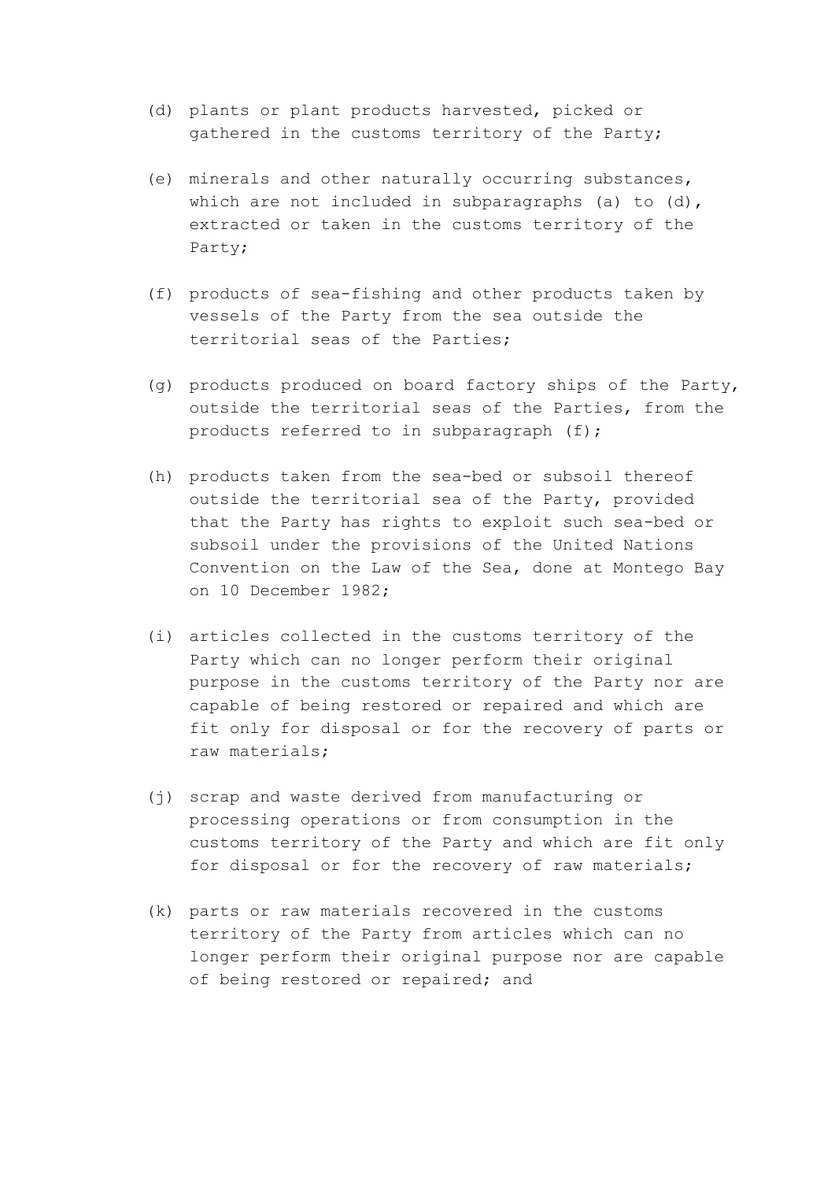(d) plants or plant products harvested, picked or gathered in the customs territory of the Party;

(e) minerals and other naturally occurring substances, which are not included in subparagraphs (a) to (d), extracted or taken in the customs territory of the Party;

(f) products of sea-fishing and other products taken by vessels of the Party from the sea outside the territorial seas of the Parties;

(g) products produced on board factory ships of the Party, outside the territorial seas of the Parties, from the products referred to in subparagraph (f);

(h) products taken from the sea-bed or subsoil thereof outside the territorial sea of the Party, provided that the Party has rights to exploit such sea-bed or subsoil under the provisions of the United Nations Convention on the Law of the Sea, done at Montego Bay on 10 December 1982;

(i) articles collected in the customs territory of the Party which can no longer perform their original purpose in the customs territory of the Party nor are capable of being restored or repaired and which are fit only for disposal or for the recovery of parts or raw materials;

(j) scrap and waste derived from manufacturing or processing operations or from consumption in the customs territory of the Party and which are fit only for disposal or for the recovery of raw materials;

(k) parts or raw materials recovered in the customs territory of the Party from articles which can no longer perform their original purpose nor are capable of being restored or repaired; and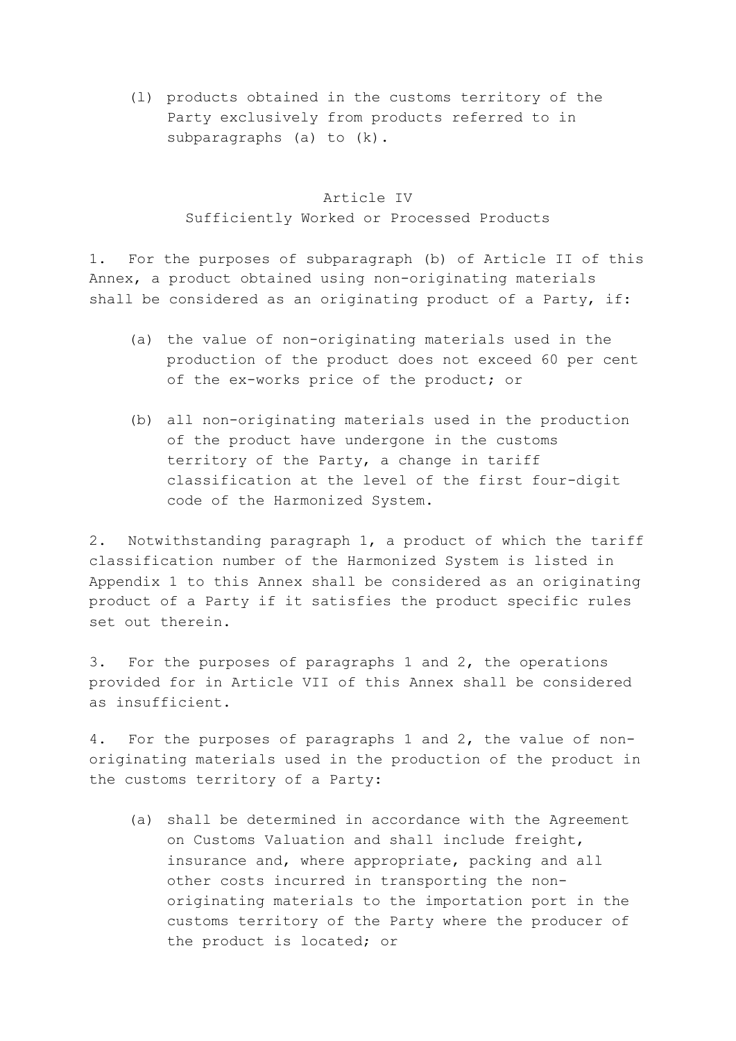(l) products obtained in the customs territory of the Party exclusively from products referred to in subparagraphs (a) to (k).

## Article IV
## Sufficiently Worked or Processed Products

1. For the purposes of subparagraph (b) of Article II of this Annex, a product obtained using non-originating materials shall be considered as an originating product of a Party, if:

   (a) the value of non-originating materials used in the production of the product does not exceed 60 per cent of the ex-works price of the product; or

   (b) all non-originating materials used in the production of the product have undergone in the customs territory of the Party, a change in tariff classification at the level of the first four-digit code of the Harmonized System.

2. Notwithstanding paragraph 1, a product of which the tariff classification number of the Harmonized System is listed in Appendix 1 to this Annex shall be considered as an originating product of a Party if it satisfies the product specific rules set out therein.

3. For the purposes of paragraphs 1 and 2, the operations provided for in Article VII of this Annex shall be considered as insufficient.

4. For the purposes of paragraphs 1 and 2, the value of non-originating materials used in the production of the product in the customs territory of a Party:

   (a) shall be determined in accordance with the Agreement on Customs Valuation and shall include freight, insurance and, where appropriate, packing and all other costs incurred in transporting the non-originating materials to the importation port in the customs territory of the Party where the producer of the product is located; or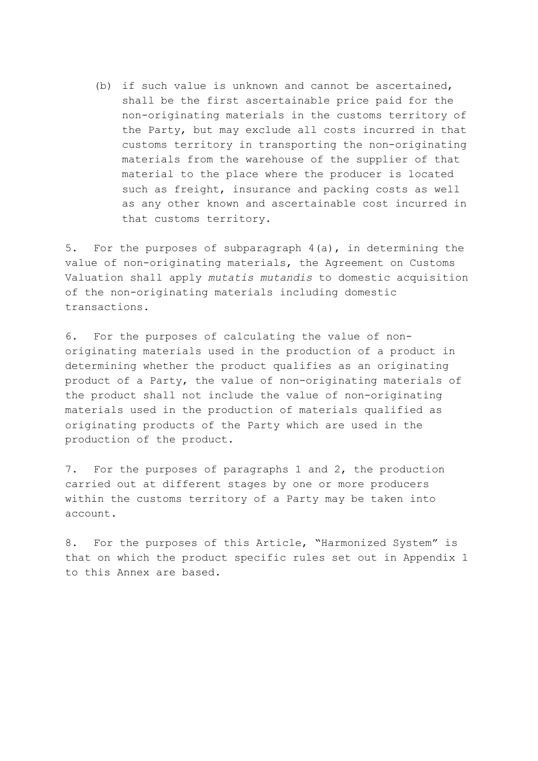(b) if such value is unknown and cannot be ascertained, shall be the first ascertainable price paid for the non-originating materials in the customs territory of the Party, but may exclude all costs incurred in that customs territory in transporting the non-originating materials from the warehouse of the supplier of that material to the place where the producer is located such as freight, insurance and packing costs as well as any other known and ascertainable cost incurred in that customs territory.

5. For the purposes of subparagraph 4(a), in determining the value of non-originating materials, the Agreement on Customs Valuation shall apply *mutatis mutandis* to domestic acquisition of the non-originating materials including domestic transactions.

6. For the purposes of calculating the value of non-originating materials used in the production of a product in determining whether the product qualifies as an originating product of a Party, the value of non-originating materials of the product shall not include the value of non-originating materials used in the production of materials qualified as originating products of the Party which are used in the production of the product.

7. For the purposes of paragraphs 1 and 2, the production carried out at different stages by one or more producers within the customs territory of a Party may be taken into account.

8. For the purposes of this Article, "Harmonized System" is that on which the product specific rules set out in Appendix 1 to this Annex are based.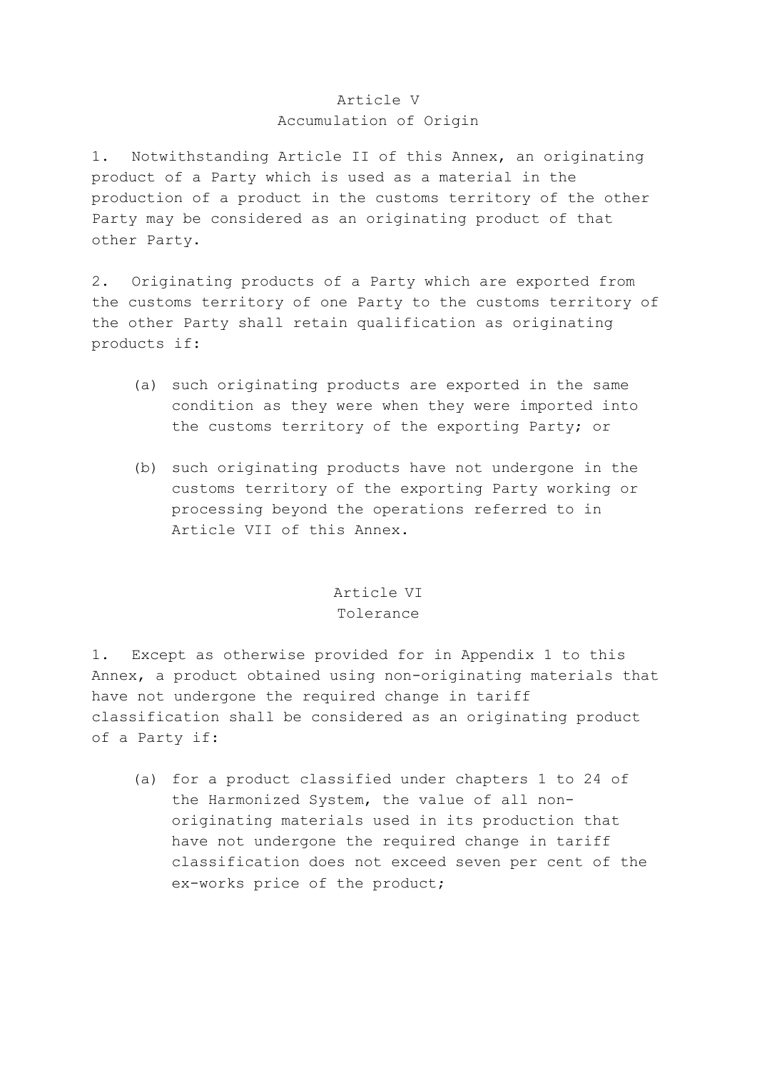## Article V
## Accumulation of Origin

1. Notwithstanding Article II of this Annex, an originating product of a Party which is used as a material in the production of a product in the customs territory of the other Party may be considered as an originating product of that other Party.

2. Originating products of a Party which are exported from the customs territory of one Party to the customs territory of the other Party shall retain qualification as originating products if:

   (a) such originating products are exported in the same condition as they were when they were imported into the customs territory of the exporting Party; or

   (b) such originating products have not undergone in the customs territory of the exporting Party working or processing beyond the operations referred to in Article VII of this Annex.

## Article VI
## Tolerance

1. Except as otherwise provided for in Appendix 1 to this Annex, a product obtained using non-originating materials that have not undergone the required change in tariff classification shall be considered as an originating product of a Party if:

   (a) for a product classified under chapters 1 to 24 of the Harmonized System, the value of all non-originating materials used in its production that have not undergone the required change in tariff classification does not exceed seven per cent of the ex-works price of the product;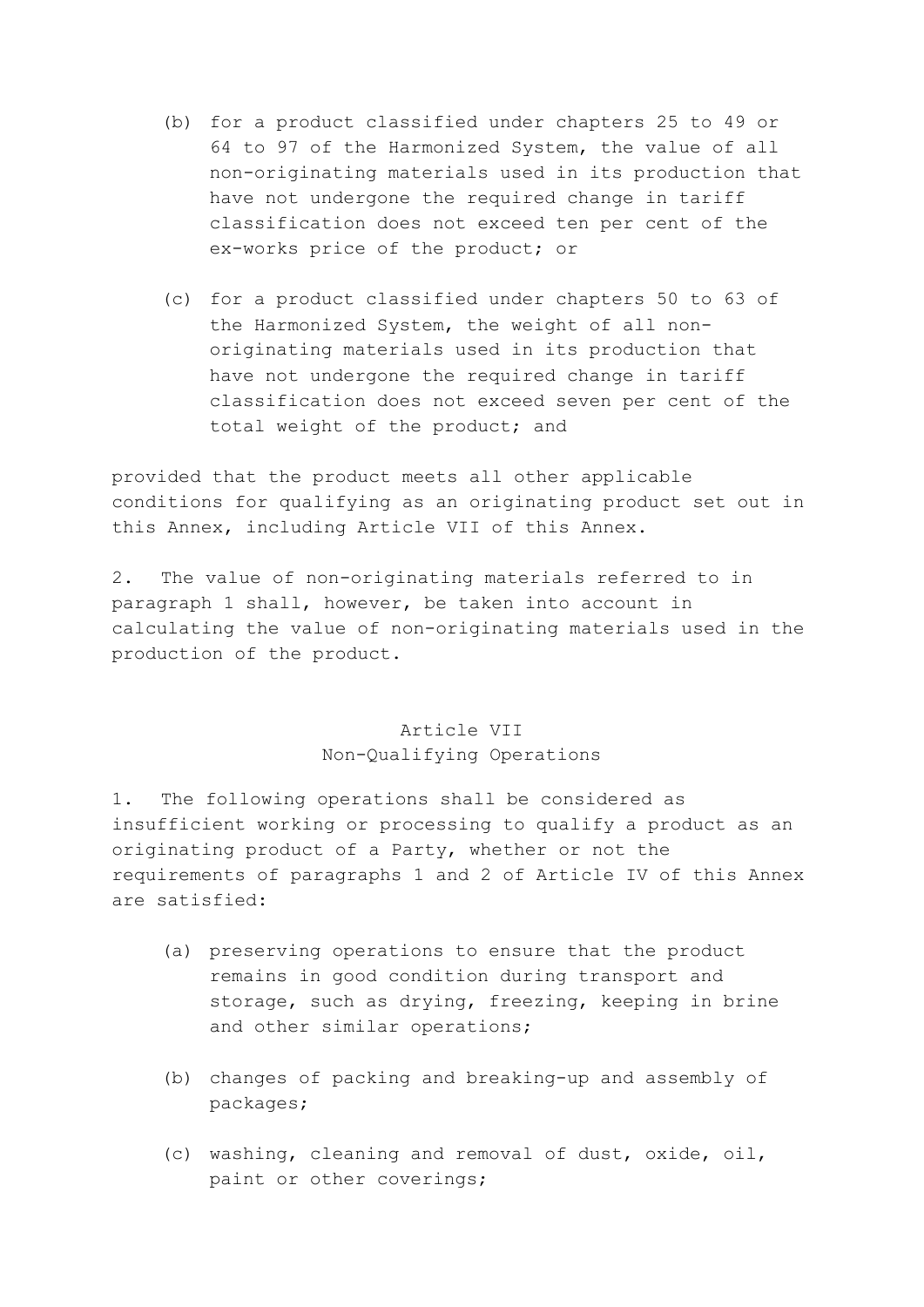(b) for a product classified under chapters 25 to 49 or 64 to 97 of the Harmonized System, the value of all non-originating materials used in its production that have not undergone the required change in tariff classification does not exceed ten per cent of the ex-works price of the product; or

(c) for a product classified under chapters 50 to 63 of the Harmonized System, the weight of all non-originating materials used in its production that have not undergone the required change in tariff classification does not exceed seven per cent of the total weight of the product; and

provided that the product meets all other applicable conditions for qualifying as an originating product set out in this Annex, including Article VII of this Annex.

2. The value of non-originating materials referred to in paragraph 1 shall, however, be taken into account in calculating the value of non-originating materials used in the production of the product.

## Article VII
## Non-Qualifying Operations

1. The following operations shall be considered as insufficient working or processing to qualify a product as an originating product of a Party, whether or not the requirements of paragraphs 1 and 2 of Article IV of this Annex are satisfied:

(a) preserving operations to ensure that the product remains in good condition during transport and storage, such as drying, freezing, keeping in brine and other similar operations;

(b) changes of packing and breaking-up and assembly of packages;

(c) washing, cleaning and removal of dust, oxide, oil, paint or other coverings;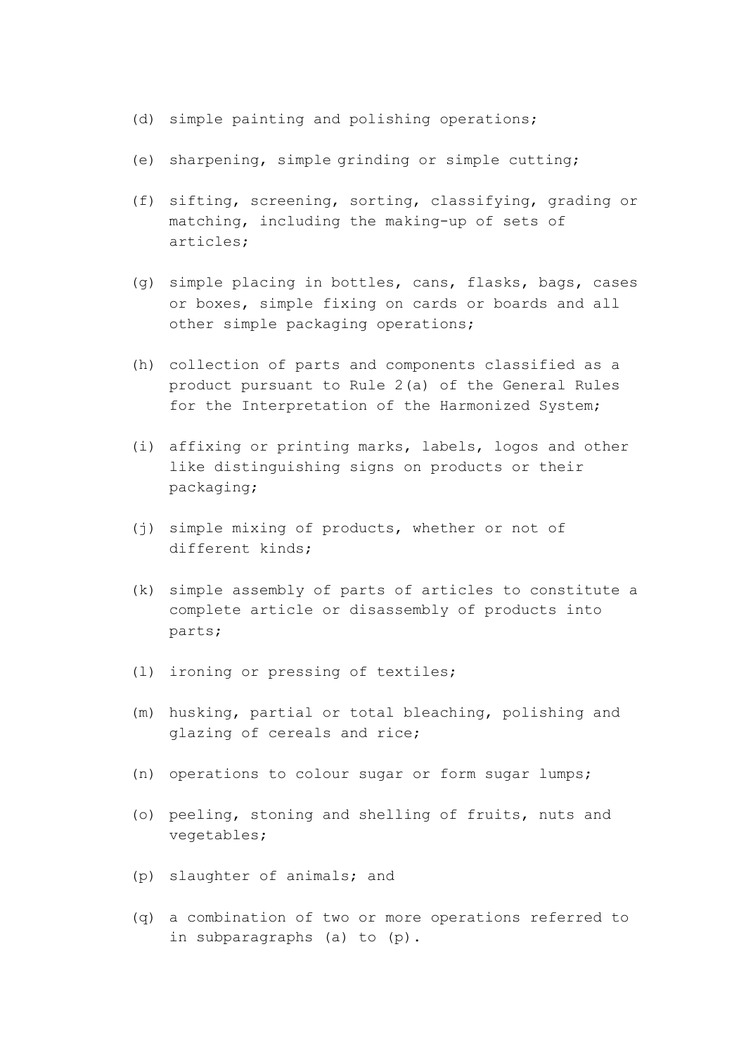(d) simple painting and polishing operations;

(e) sharpening, simple grinding or simple cutting;

(f) sifting, screening, sorting, classifying, grading or matching, including the making-up of sets of articles;

(g) simple placing in bottles, cans, flasks, bags, cases or boxes, simple fixing on cards or boards and all other simple packaging operations;

(h) collection of parts and components classified as a product pursuant to Rule 2(a) of the General Rules for the Interpretation of the Harmonized System;

(i) affixing or printing marks, labels, logos and other like distinguishing signs on products or their packaging;

(j) simple mixing of products, whether or not of different kinds;

(k) simple assembly of parts of articles to constitute a complete article or disassembly of products into parts;

(l) ironing or pressing of textiles;

(m) husking, partial or total bleaching, polishing and glazing of cereals and rice;

(n) operations to colour sugar or form sugar lumps;

(o) peeling, stoning and shelling of fruits, nuts and vegetables;

(p) slaughter of animals; and

(q) a combination of two or more operations referred to in subparagraphs (a) to (p).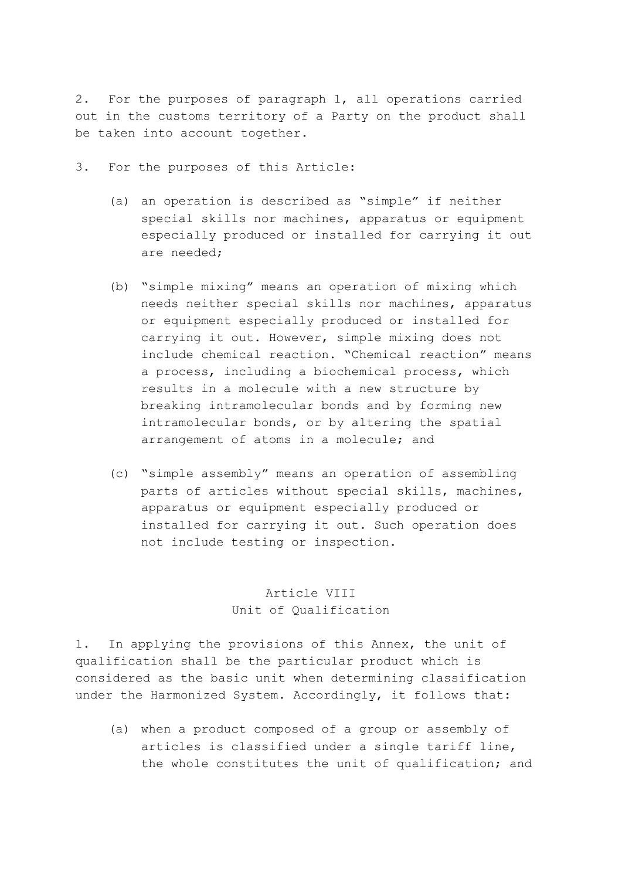2. For the purposes of paragraph 1, all operations carried out in the customs territory of a Party on the product shall be taken into account together.

3. For the purposes of this Article:

   (a) an operation is described as "simple" if neither special skills nor machines, apparatus or equipment especially produced or installed for carrying it out are needed;

   (b) "simple mixing" means an operation of mixing which needs neither special skills nor machines, apparatus or equipment especially produced or installed for carrying it out. However, simple mixing does not include chemical reaction. "Chemical reaction" means a process, including a biochemical process, which results in a molecule with a new structure by breaking intramolecular bonds and by forming new intramolecular bonds, or by altering the spatial arrangement of atoms in a molecule; and

   (c) "simple assembly" means an operation of assembling parts of articles without special skills, machines, apparatus or equipment especially produced or installed for carrying it out. Such operation does not include testing or inspection.

## Article VIII
## Unit of Qualification

1. In applying the provisions of this Annex, the unit of qualification shall be the particular product which is considered as the basic unit when determining classification under the Harmonized System. Accordingly, it follows that:

   (a) when a product composed of a group or assembly of articles is classified under a single tariff line, the whole constitutes the unit of qualification; and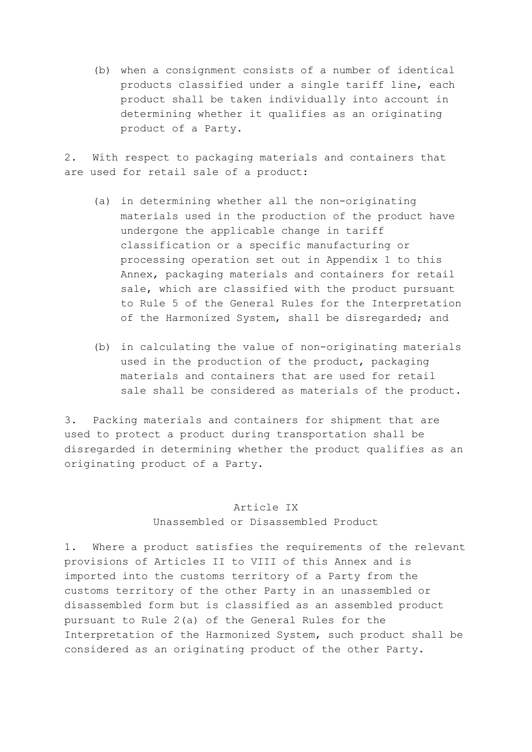(b) when a consignment consists of a number of identical products classified under a single tariff line, each product shall be taken individually into account in determining whether it qualifies as an originating product of a Party.

2. With respect to packaging materials and containers that are used for retail sale of a product:

(a) in determining whether all the non-originating materials used in the production of the product have undergone the applicable change in tariff classification or a specific manufacturing or processing operation set out in Appendix 1 to this Annex, packaging materials and containers for retail sale, which are classified with the product pursuant to Rule 5 of the General Rules for the Interpretation of the Harmonized System, shall be disregarded; and

(b) in calculating the value of non-originating materials used in the production of the product, packaging materials and containers that are used for retail sale shall be considered as materials of the product.

3. Packing materials and containers for shipment that are used to protect a product during transportation shall be disregarded in determining whether the product qualifies as an originating product of a Party.

## Article IX
## Unassembled or Disassembled Product

1. Where a product satisfies the requirements of the relevant provisions of Articles II to VIII of this Annex and is imported into the customs territory of a Party from the customs territory of the other Party in an unassembled or disassembled form but is classified as an assembled product pursuant to Rule 2(a) of the General Rules for the Interpretation of the Harmonized System, such product shall be considered as an originating product of the other Party.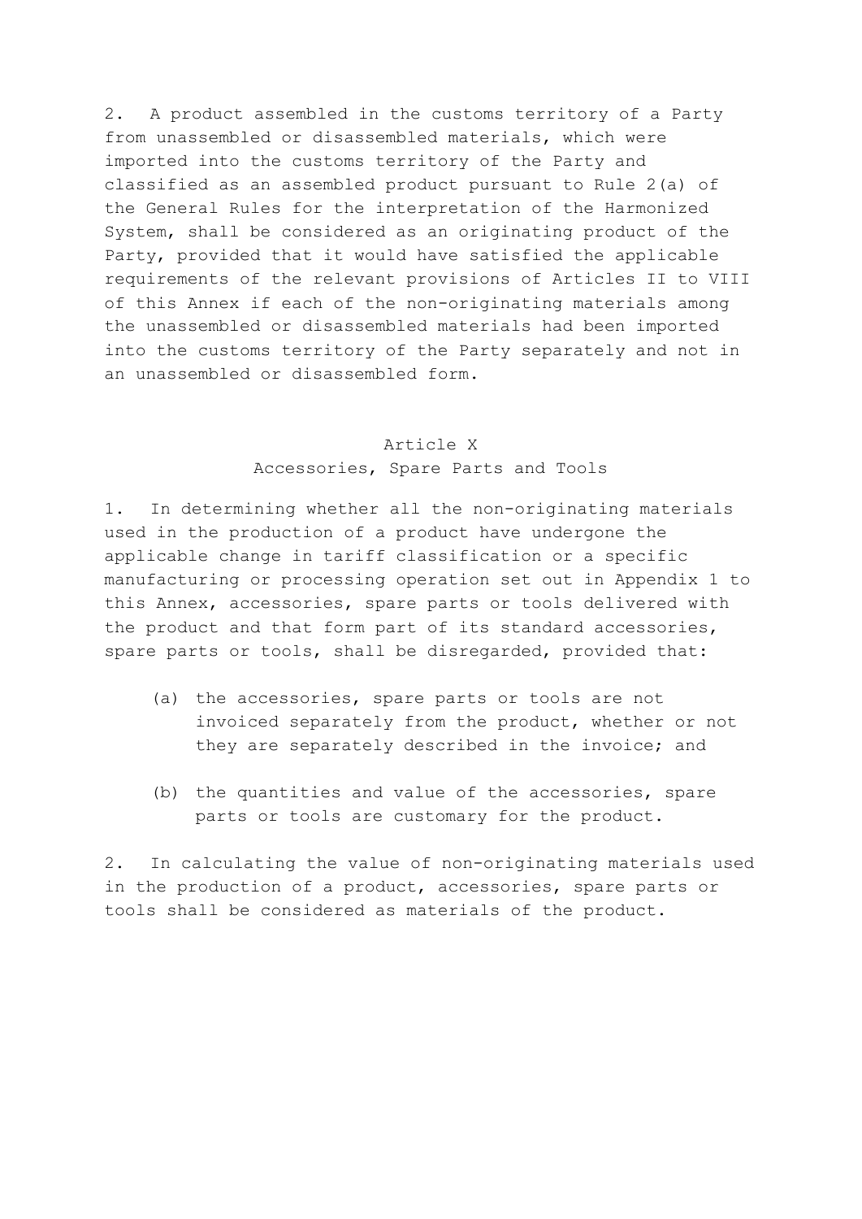2. A product assembled in the customs territory of a Party from unassembled or disassembled materials, which were imported into the customs territory of the Party and classified as an assembled product pursuant to Rule 2(a) of the General Rules for the interpretation of the Harmonized System, shall be considered as an originating product of the Party, provided that it would have satisfied the applicable requirements of the relevant provisions of Articles II to VIII of this Annex if each of the non-originating materials among the unassembled or disassembled materials had been imported into the customs territory of the Party separately and not in an unassembled or disassembled form.

## Article X
## Accessories, Spare Parts and Tools

1. In determining whether all the non-originating materials used in the production of a product have undergone the applicable change in tariff classification or a specific manufacturing or processing operation set out in Appendix 1 to this Annex, accessories, spare parts or tools delivered with the product and that form part of its standard accessories, spare parts or tools, shall be disregarded, provided that:

(a) the accessories, spare parts or tools are not invoiced separately from the product, whether or not they are separately described in the invoice; and

(b) the quantities and value of the accessories, spare parts or tools are customary for the product.

2. In calculating the value of non-originating materials used in the production of a product, accessories, spare parts or tools shall be considered as materials of the product.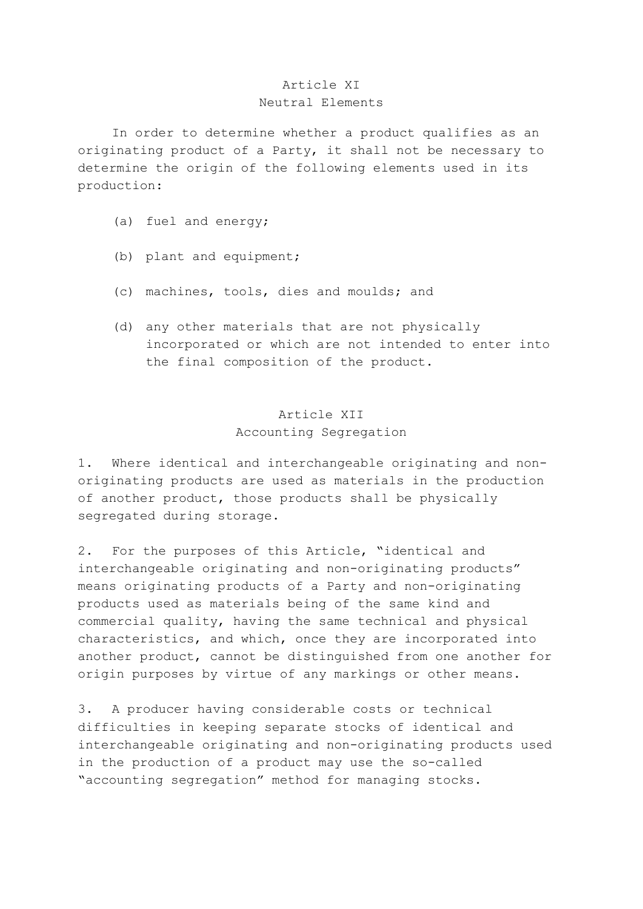## Article XI
## Neutral Elements

In order to determine whether a product qualifies as an originating product of a Party, it shall not be necessary to determine the origin of the following elements used in its production:

(a) fuel and energy;

(b) plant and equipment;

(c) machines, tools, dies and moulds; and

(d) any other materials that are not physically incorporated or which are not intended to enter into the final composition of the product.

## Article XII
## Accounting Segregation

1. Where identical and interchangeable originating and non-originating products are used as materials in the production of another product, those products shall be physically segregated during storage.

2. For the purposes of this Article, "identical and interchangeable originating and non-originating products" means originating products of a Party and non-originating products used as materials being of the same kind and commercial quality, having the same technical and physical characteristics, and which, once they are incorporated into another product, cannot be distinguished from one another for origin purposes by virtue of any markings or other means.

3. A producer having considerable costs or technical difficulties in keeping separate stocks of identical and interchangeable originating and non-originating products used in the production of a product may use the so-called "accounting segregation" method for managing stocks.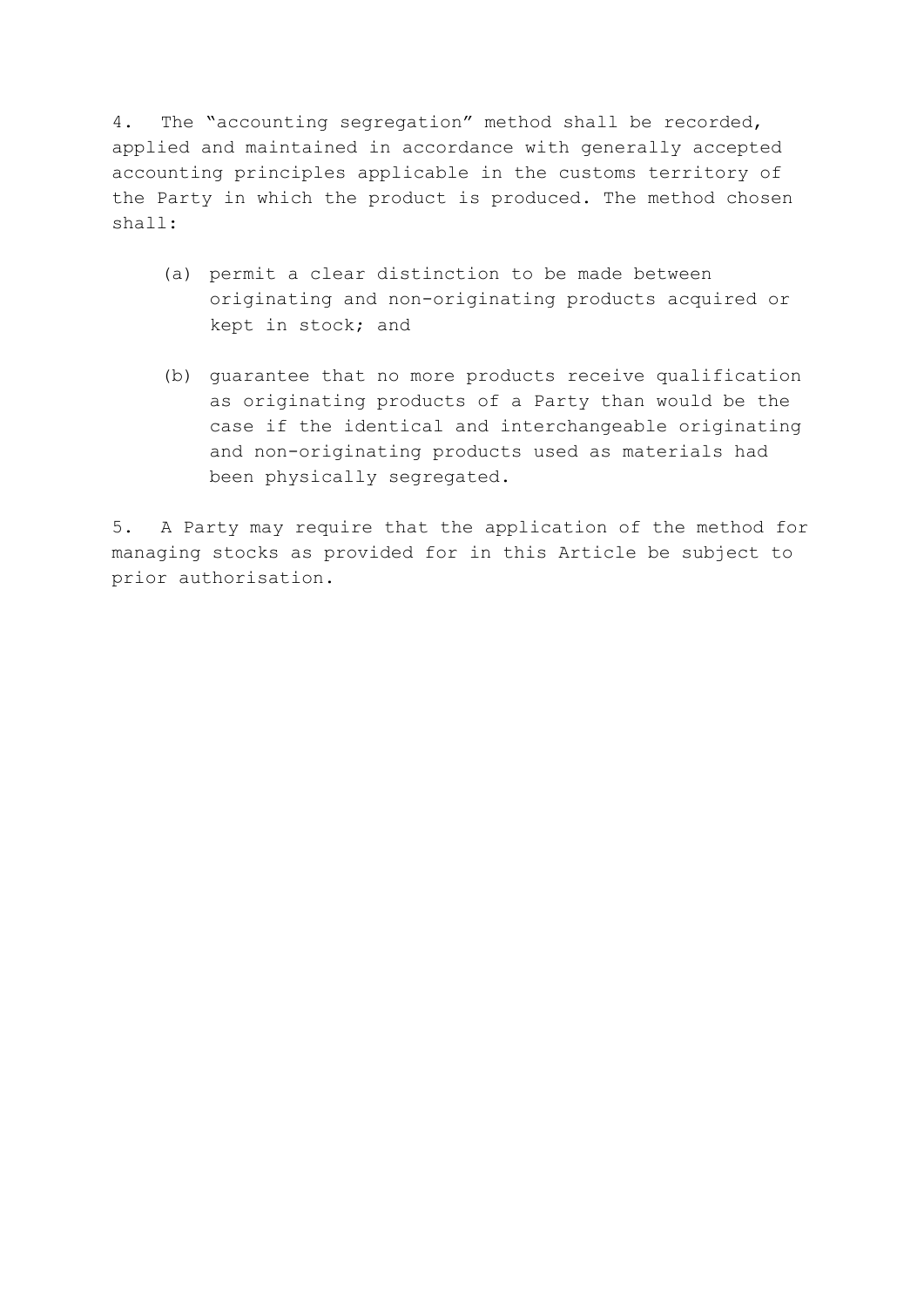4. The "accounting segregation" method shall be recorded, applied and maintained in accordance with generally accepted accounting principles applicable in the customs territory of the Party in which the product is produced. The method chosen shall:

(a) permit a clear distinction to be made between originating and non-originating products acquired or kept in stock; and

(b) guarantee that no more products receive qualification as originating products of a Party than would be the case if the identical and interchangeable originating and non-originating products used as materials had been physically segregated.

5. A Party may require that the application of the method for managing stocks as provided for in this Article be subject to prior authorisation.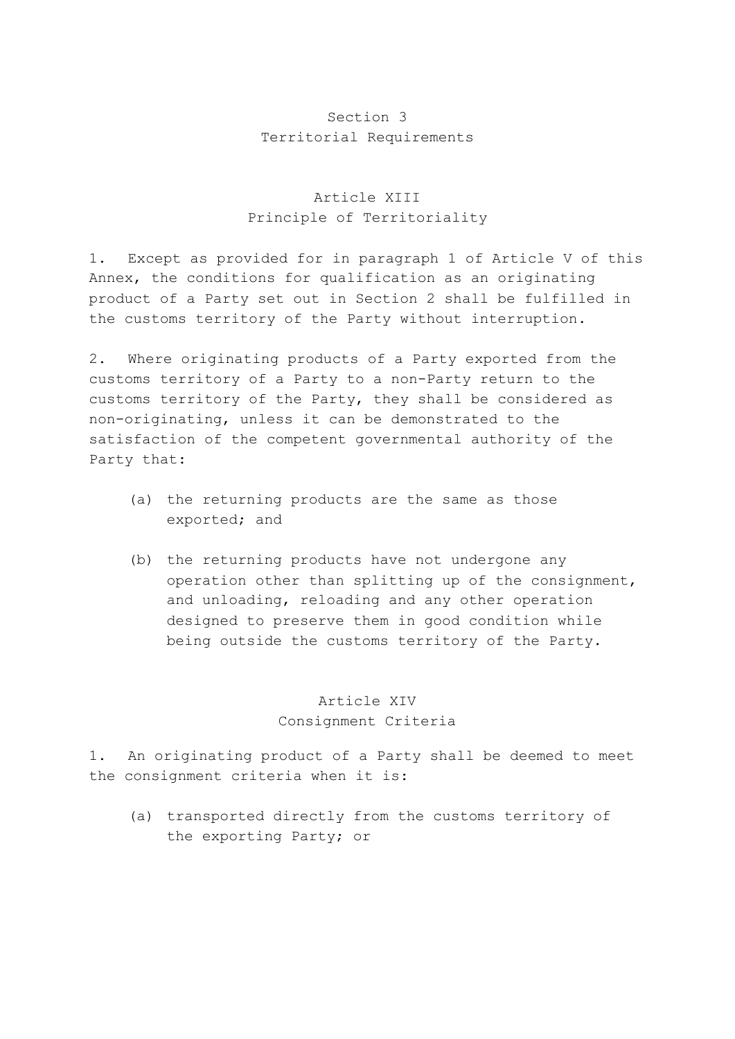## Section 3
## Territorial Requirements

### Article XIII
### Principle of Territoriality

1. Except as provided for in paragraph 1 of Article V of this Annex, the conditions for qualification as an originating product of a Party set out in Section 2 shall be fulfilled in the customs territory of the Party without interruption.

2. Where originating products of a Party exported from the customs territory of a Party to a non-Party return to the customs territory of the Party, they shall be considered as non-originating, unless it can be demonstrated to the satisfaction of the competent governmental authority of the Party that:

   (a) the returning products are the same as those exported; and

   (b) the returning products have not undergone any operation other than splitting up of the consignment, and unloading, reloading and any other operation designed to preserve them in good condition while being outside the customs territory of the Party.

### Article XIV
### Consignment Criteria

1. An originating product of a Party shall be deemed to meet the consignment criteria when it is:

   (a) transported directly from the customs territory of the exporting Party; or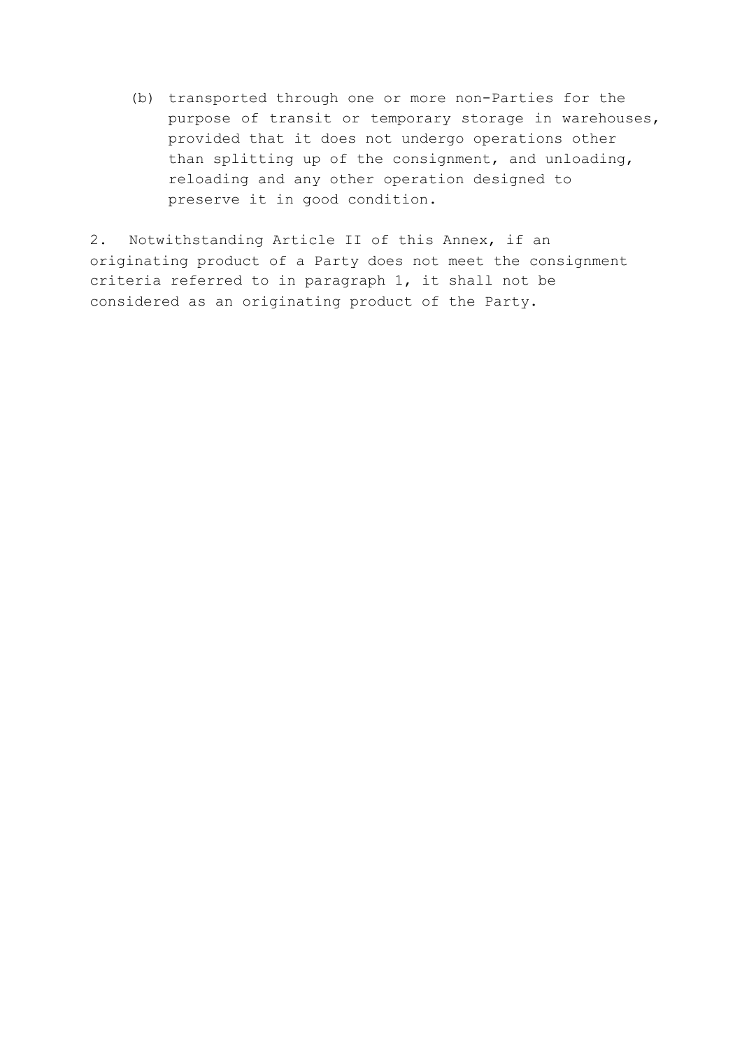(b) transported through one or more non-Parties for the purpose of transit or temporary storage in warehouses, provided that it does not undergo operations other than splitting up of the consignment, and unloading, reloading and any other operation designed to preserve it in good condition.

2. Notwithstanding Article II of this Annex, if an originating product of a Party does not meet the consignment criteria referred to in paragraph 1, it shall not be considered as an originating product of the Party.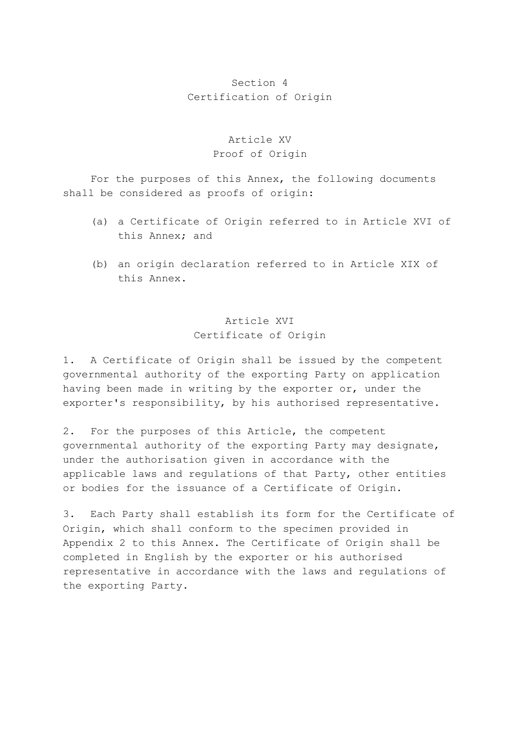## Section 4
## Certification of Origin

### Article XV
### Proof of Origin

For the purposes of this Annex, the following documents shall be considered as proofs of origin:

(a) a Certificate of Origin referred to in Article XVI of this Annex; and

(b) an origin declaration referred to in Article XIX of this Annex.

### Article XVI
### Certificate of Origin

1. A Certificate of Origin shall be issued by the competent governmental authority of the exporting Party on application having been made in writing by the exporter or, under the exporter's responsibility, by his authorised representative.

2. For the purposes of this Article, the competent governmental authority of the exporting Party may designate, under the authorisation given in accordance with the applicable laws and regulations of that Party, other entities or bodies for the issuance of a Certificate of Origin.

3. Each Party shall establish its form for the Certificate of Origin, which shall conform to the specimen provided in Appendix 2 to this Annex. The Certificate of Origin shall be completed in English by the exporter or his authorised representative in accordance with the laws and regulations of the exporting Party.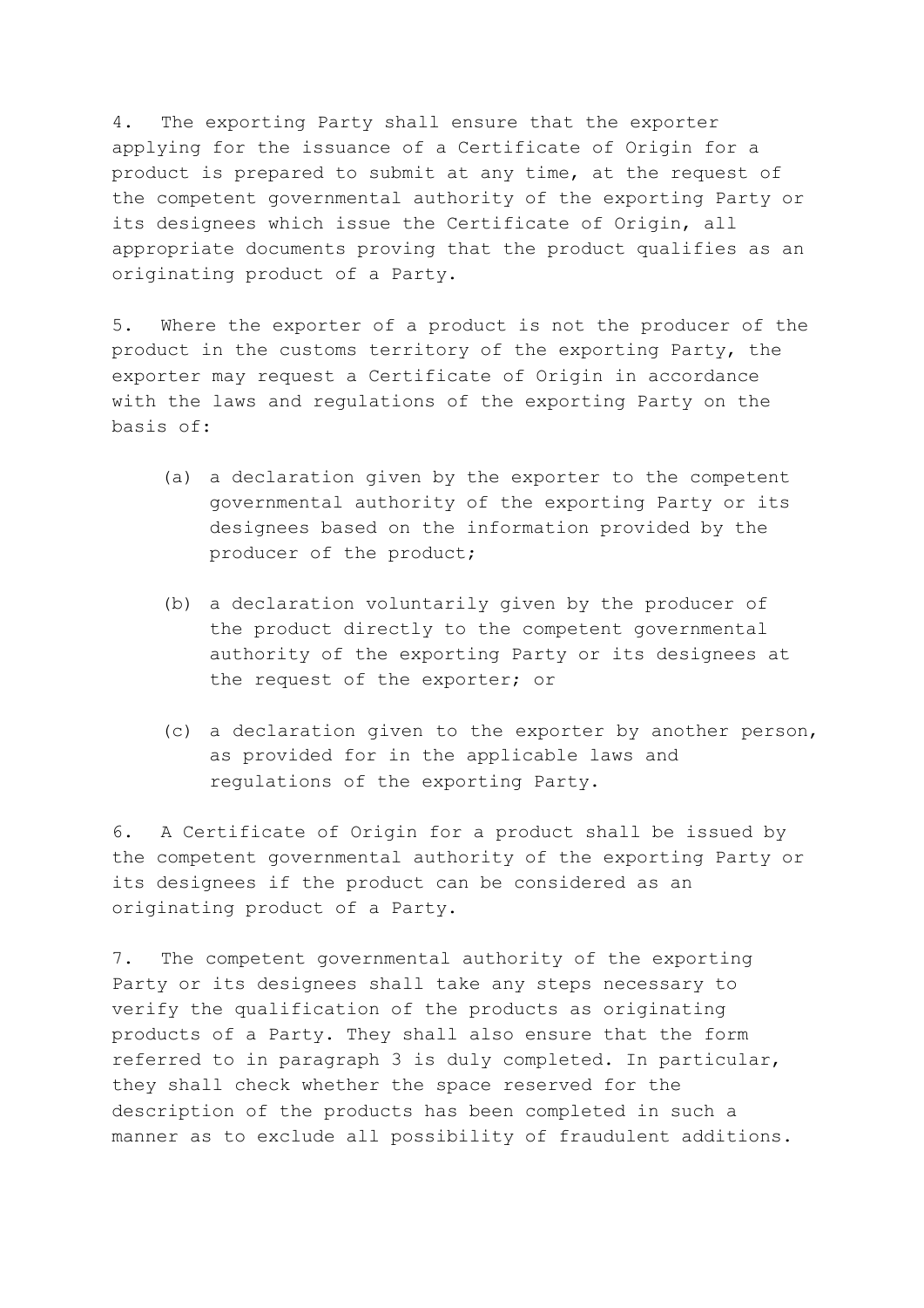4. The exporting Party shall ensure that the exporter applying for the issuance of a Certificate of Origin for a product is prepared to submit at any time, at the request of the competent governmental authority of the exporting Party or its designees which issue the Certificate of Origin, all appropriate documents proving that the product qualifies as an originating product of a Party.

5. Where the exporter of a product is not the producer of the product in the customs territory of the exporting Party, the exporter may request a Certificate of Origin in accordance with the laws and regulations of the exporting Party on the basis of:

(a) a declaration given by the exporter to the competent governmental authority of the exporting Party or its designees based on the information provided by the producer of the product;

(b) a declaration voluntarily given by the producer of the product directly to the competent governmental authority of the exporting Party or its designees at the request of the exporter; or

(c) a declaration given to the exporter by another person, as provided for in the applicable laws and regulations of the exporting Party.

6. A Certificate of Origin for a product shall be issued by the competent governmental authority of the exporting Party or its designees if the product can be considered as an originating product of a Party.

7. The competent governmental authority of the exporting Party or its designees shall take any steps necessary to verify the qualification of the products as originating products of a Party. They shall also ensure that the form referred to in paragraph 3 is duly completed. In particular, they shall check whether the space reserved for the description of the products has been completed in such a manner as to exclude all possibility of fraudulent additions.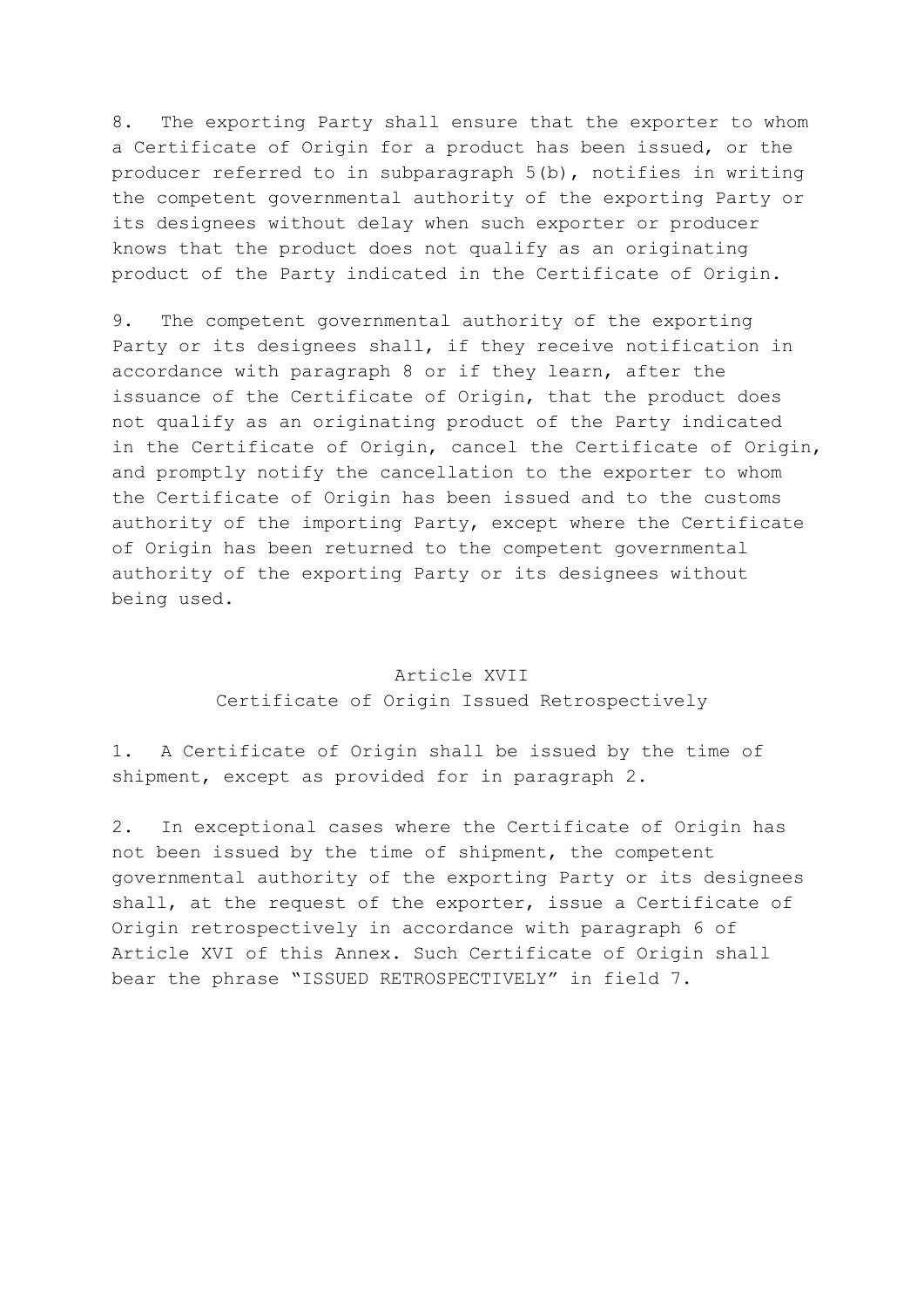8. The exporting Party shall ensure that the exporter to whom a Certificate of Origin for a product has been issued, or the producer referred to in subparagraph 5(b), notifies in writing the competent governmental authority of the exporting Party or its designees without delay when such exporter or producer knows that the product does not qualify as an originating product of the Party indicated in the Certificate of Origin.

9. The competent governmental authority of the exporting Party or its designees shall, if they receive notification in accordance with paragraph 8 or if they learn, after the issuance of the Certificate of Origin, that the product does not qualify as an originating product of the Party indicated in the Certificate of Origin, cancel the Certificate of Origin, and promptly notify the cancellation to the exporter to whom the Certificate of Origin has been issued and to the customs authority of the importing Party, except where the Certificate of Origin has been returned to the competent governmental authority of the exporting Party or its designees without being used.

## Article XVII
## Certificate of Origin Issued Retrospectively

1. A Certificate of Origin shall be issued by the time of shipment, except as provided for in paragraph 2.

2. In exceptional cases where the Certificate of Origin has not been issued by the time of shipment, the competent governmental authority of the exporting Party or its designees shall, at the request of the exporter, issue a Certificate of Origin retrospectively in accordance with paragraph 6 of Article XVI of this Annex. Such Certificate of Origin shall bear the phrase "ISSUED RETROSPECTIVELY" in field 7.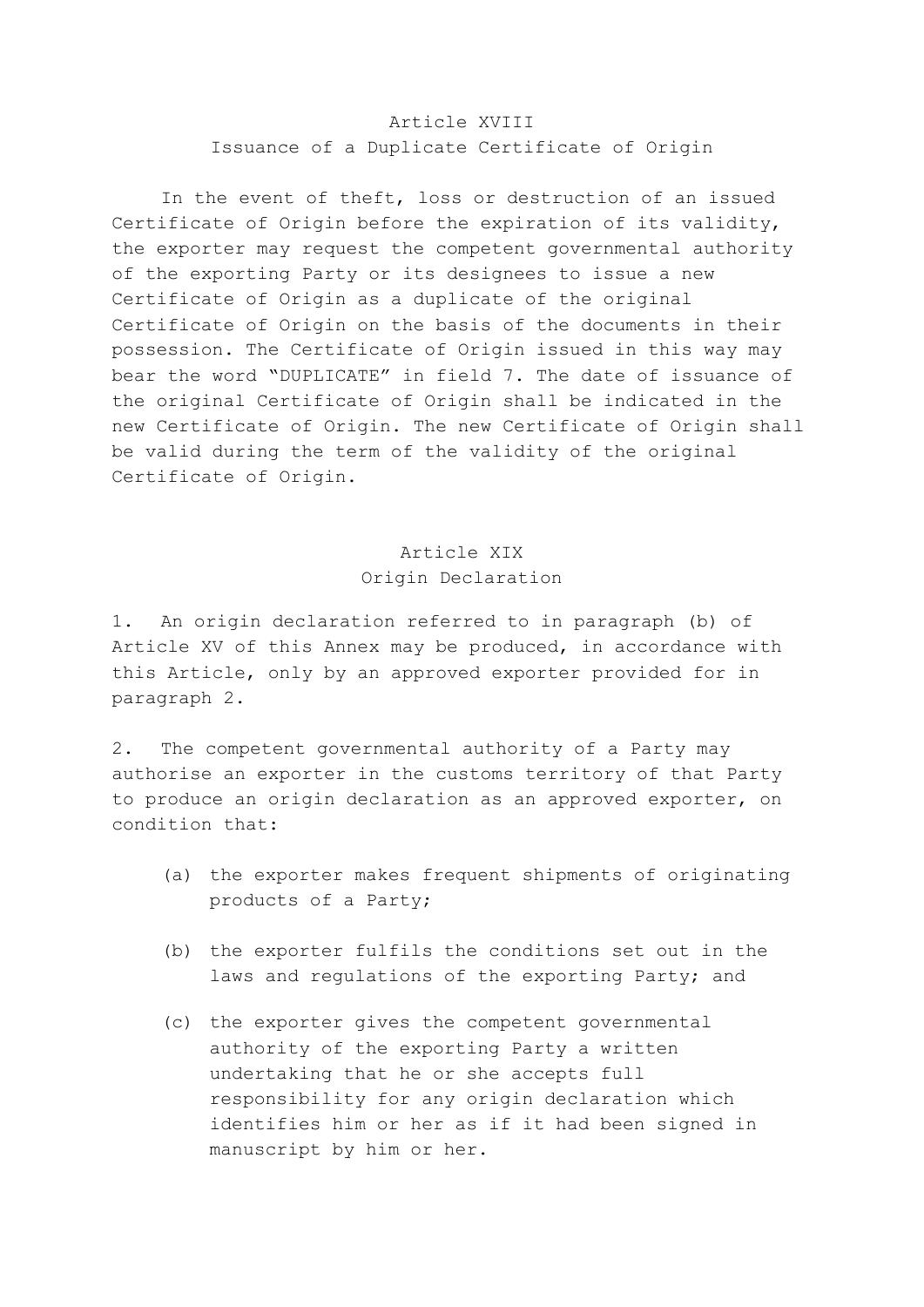## Article XVIII
## Issuance of a Duplicate Certificate of Origin

In the event of theft, loss or destruction of an issued Certificate of Origin before the expiration of its validity, the exporter may request the competent governmental authority of the exporting Party or its designees to issue a new Certificate of Origin as a duplicate of the original Certificate of Origin on the basis of the documents in their possession. The Certificate of Origin issued in this way may bear the word "DUPLICATE" in field 7. The date of issuance of the original Certificate of Origin shall be indicated in the new Certificate of Origin. The new Certificate of Origin shall be valid during the term of the validity of the original Certificate of Origin.

## Article XIX
## Origin Declaration

1. An origin declaration referred to in paragraph (b) of Article XV of this Annex may be produced, in accordance with this Article, only by an approved exporter provided for in paragraph 2.

2. The competent governmental authority of a Party may authorise an exporter in the customs territory of that Party to produce an origin declaration as an approved exporter, on condition that:

(a) the exporter makes frequent shipments of originating products of a Party;

(b) the exporter fulfils the conditions set out in the laws and regulations of the exporting Party; and

(c) the exporter gives the competent governmental authority of the exporting Party a written undertaking that he or she accepts full responsibility for any origin declaration which identifies him or her as if it had been signed in manuscript by him or her.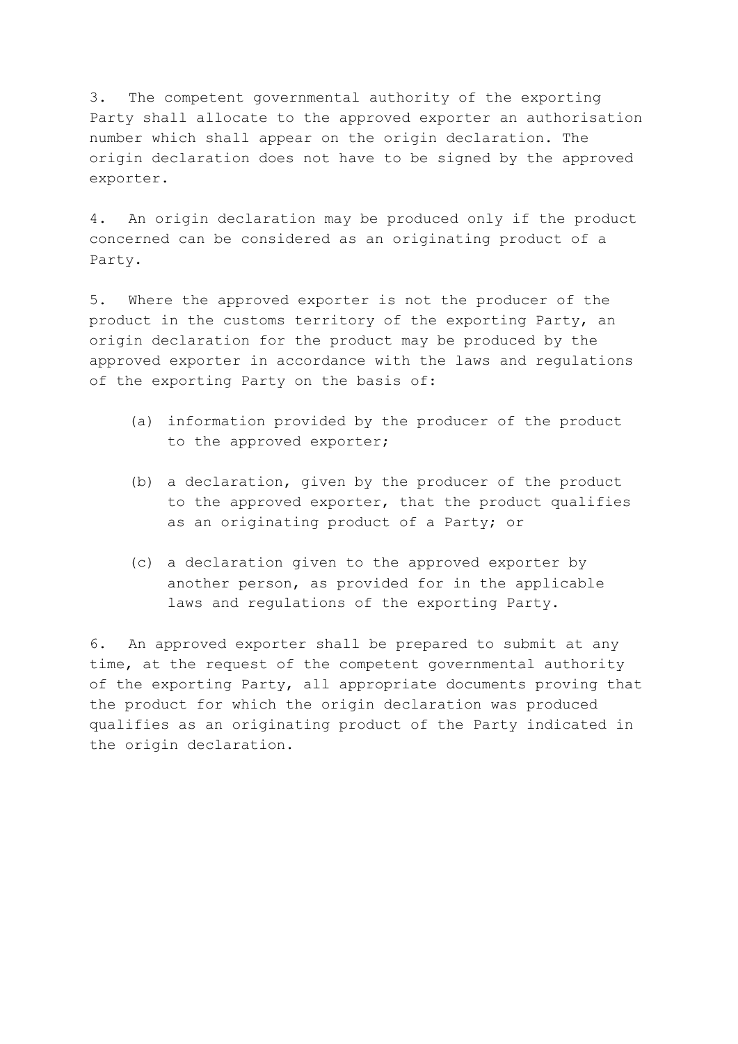3. The competent governmental authority of the exporting Party shall allocate to the approved exporter an authorisation number which shall appear on the origin declaration. The origin declaration does not have to be signed by the approved exporter.

4. An origin declaration may be produced only if the product concerned can be considered as an originating product of a Party.

5. Where the approved exporter is not the producer of the product in the customs territory of the exporting Party, an origin declaration for the product may be produced by the approved exporter in accordance with the laws and regulations of the exporting Party on the basis of:

   (a) information provided by the producer of the product to the approved exporter;

   (b) a declaration, given by the producer of the product to the approved exporter, that the product qualifies as an originating product of a Party; or

   (c) a declaration given to the approved exporter by another person, as provided for in the applicable laws and regulations of the exporting Party.

6. An approved exporter shall be prepared to submit at any time, at the request of the competent governmental authority of the exporting Party, all appropriate documents proving that the product for which the origin declaration was produced qualifies as an originating product of the Party indicated in the origin declaration.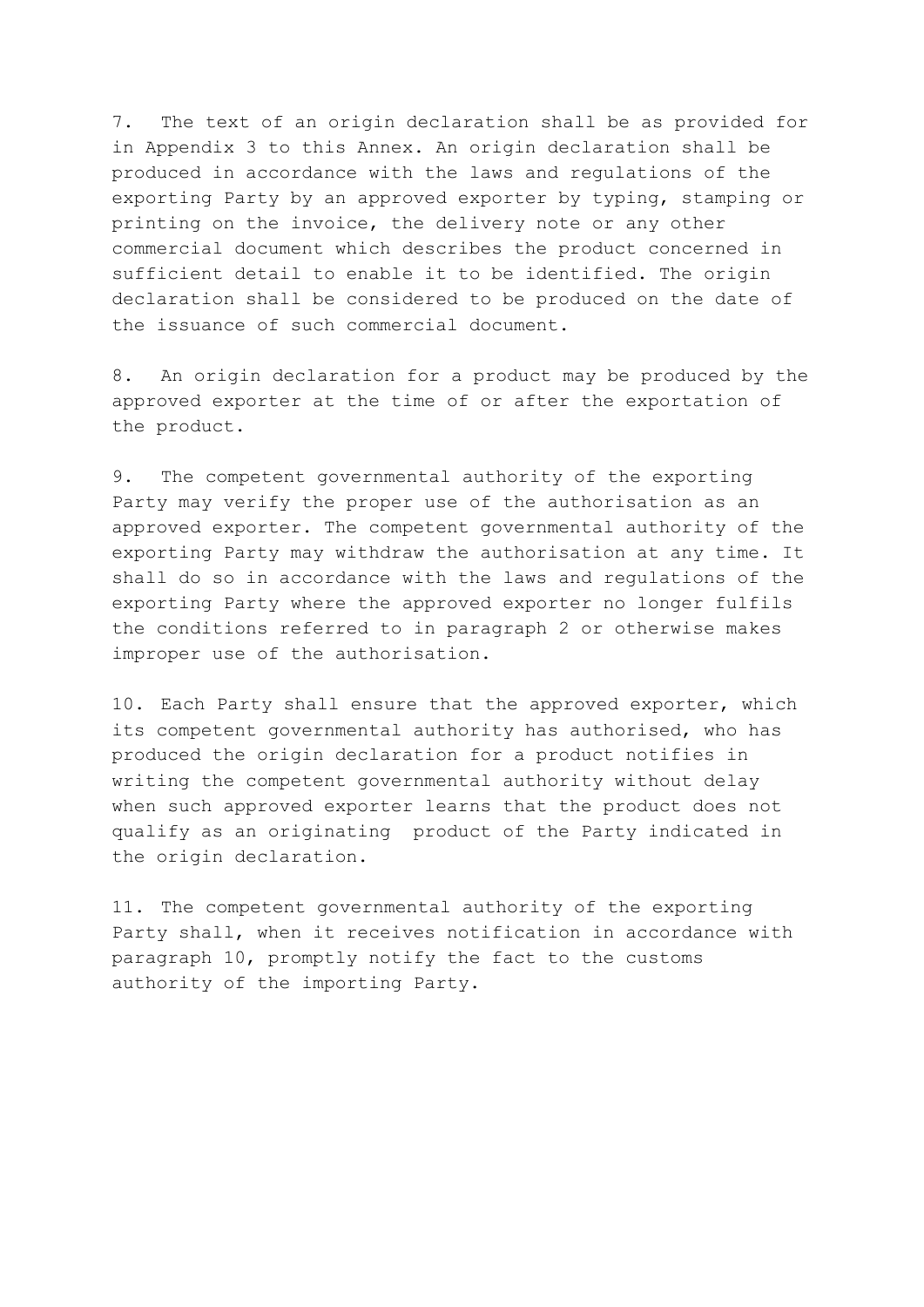7. The text of an origin declaration shall be as provided for in Appendix 3 to this Annex. An origin declaration shall be produced in accordance with the laws and regulations of the exporting Party by an approved exporter by typing, stamping or printing on the invoice, the delivery note or any other commercial document which describes the product concerned in sufficient detail to enable it to be identified. The origin declaration shall be considered to be produced on the date of the issuance of such commercial document.

8. An origin declaration for a product may be produced by the approved exporter at the time of or after the exportation of the product.

9. The competent governmental authority of the exporting Party may verify the proper use of the authorisation as an approved exporter. The competent governmental authority of the exporting Party may withdraw the authorisation at any time. It shall do so in accordance with the laws and regulations of the exporting Party where the approved exporter no longer fulfils the conditions referred to in paragraph 2 or otherwise makes improper use of the authorisation.

10. Each Party shall ensure that the approved exporter, which its competent governmental authority has authorised, who has produced the origin declaration for a product notifies in writing the competent governmental authority without delay when such approved exporter learns that the product does not qualify as an originating product of the Party indicated in the origin declaration.

11. The competent governmental authority of the exporting Party shall, when it receives notification in accordance with paragraph 10, promptly notify the fact to the customs authority of the importing Party.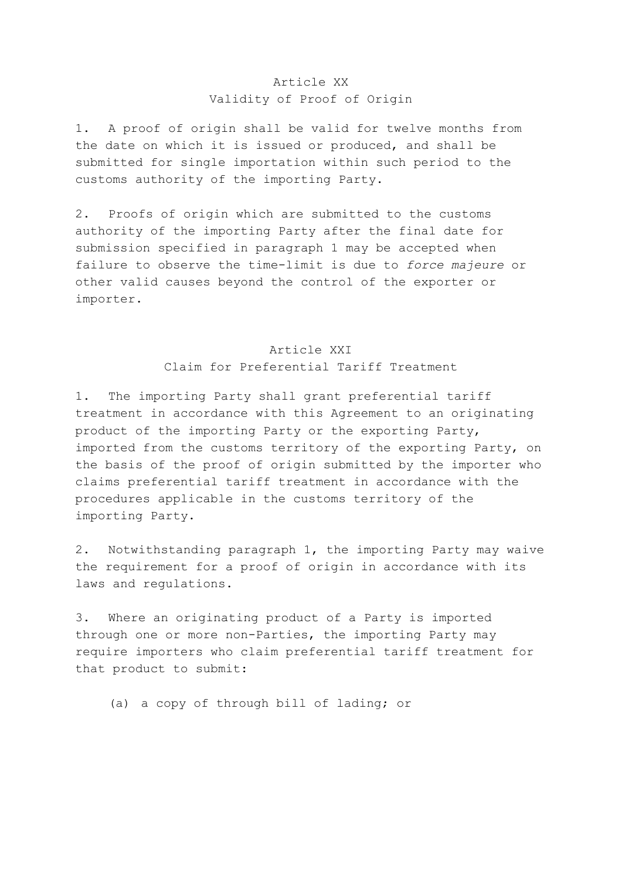## Article XX
## Validity of Proof of Origin

1. A proof of origin shall be valid for twelve months from the date on which it is issued or produced, and shall be submitted for single importation within such period to the customs authority of the importing Party.

2. Proofs of origin which are submitted to the customs authority of the importing Party after the final date for submission specified in paragraph 1 may be accepted when failure to observe the time-limit is due to *force majeure* or other valid causes beyond the control of the exporter or importer.

## Article XXI
## Claim for Preferential Tariff Treatment

1. The importing Party shall grant preferential tariff treatment in accordance with this Agreement to an originating product of the importing Party or the exporting Party, imported from the customs territory of the exporting Party, on the basis of the proof of origin submitted by the importer who claims preferential tariff treatment in accordance with the procedures applicable in the customs territory of the importing Party.

2. Notwithstanding paragraph 1, the importing Party may waive the requirement for a proof of origin in accordance with its laws and regulations.

3. Where an originating product of a Party is imported through one or more non-Parties, the importing Party may require importers who claim preferential tariff treatment for that product to submit:

(a) a copy of through bill of lading; or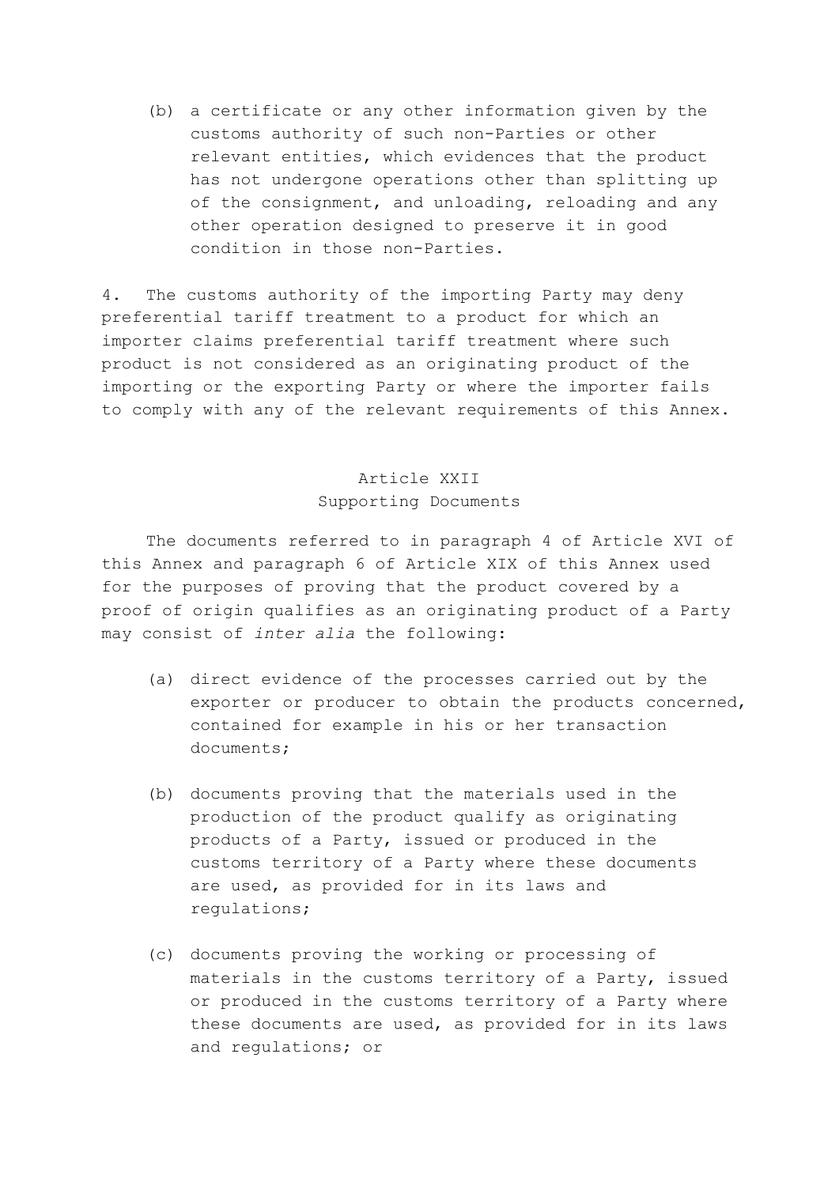(b) a certificate or any other information given by the customs authority of such non-Parties or other relevant entities, which evidences that the product has not undergone operations other than splitting up of the consignment, and unloading, reloading and any other operation designed to preserve it in good condition in those non-Parties.

4. The customs authority of the importing Party may deny preferential tariff treatment to a product for which an importer claims preferential tariff treatment where such product is not considered as an originating product of the importing or the exporting Party or where the importer fails to comply with any of the relevant requirements of this Annex.

## Article XXII
## Supporting Documents

The documents referred to in paragraph 4 of Article XVI of this Annex and paragraph 6 of Article XIX of this Annex used for the purposes of proving that the product covered by a proof of origin qualifies as an originating product of a Party may consist of *inter alia* the following:

(a) direct evidence of the processes carried out by the exporter or producer to obtain the products concerned, contained for example in his or her transaction documents;

(b) documents proving that the materials used in the production of the product qualify as originating products of a Party, issued or produced in the customs territory of a Party where these documents are used, as provided for in its laws and regulations;

(c) documents proving the working or processing of materials in the customs territory of a Party, issued or produced in the customs territory of a Party where these documents are used, as provided for in its laws and regulations; or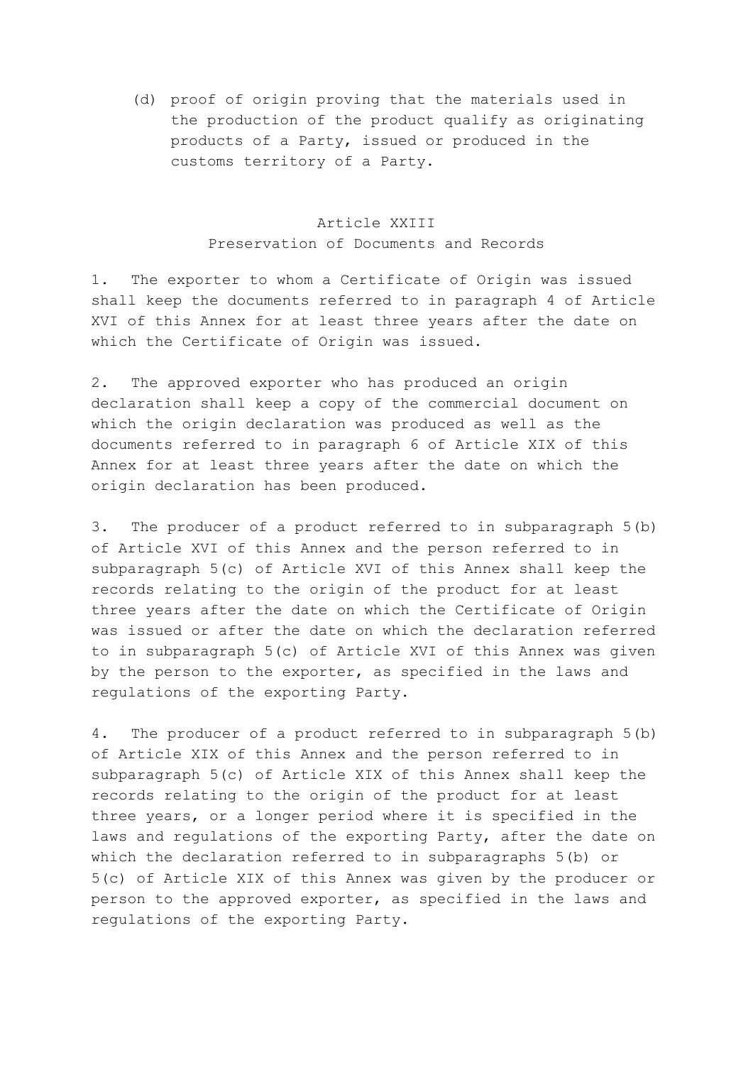(d) proof of origin proving that the materials used in the production of the product qualify as originating products of a Party, issued or produced in the customs territory of a Party.

## Article XXIII
## Preservation of Documents and Records

1. The exporter to whom a Certificate of Origin was issued shall keep the documents referred to in paragraph 4 of Article XVI of this Annex for at least three years after the date on which the Certificate of Origin was issued.

2. The approved exporter who has produced an origin declaration shall keep a copy of the commercial document on which the origin declaration was produced as well as the documents referred to in paragraph 6 of Article XIX of this Annex for at least three years after the date on which the origin declaration has been produced.

3. The producer of a product referred to in subparagraph 5(b) of Article XVI of this Annex and the person referred to in subparagraph 5(c) of Article XVI of this Annex shall keep the records relating to the origin of the product for at least three years after the date on which the Certificate of Origin was issued or after the date on which the declaration referred to in subparagraph 5(c) of Article XVI of this Annex was given by the person to the exporter, as specified in the laws and regulations of the exporting Party.

4. The producer of a product referred to in subparagraph 5(b) of Article XIX of this Annex and the person referred to in subparagraph 5(c) of Article XIX of this Annex shall keep the records relating to the origin of the product for at least three years, or a longer period where it is specified in the laws and regulations of the exporting Party, after the date on which the declaration referred to in subparagraphs 5(b) or 5(c) of Article XIX of this Annex was given by the producer or person to the approved exporter, as specified in the laws and regulations of the exporting Party.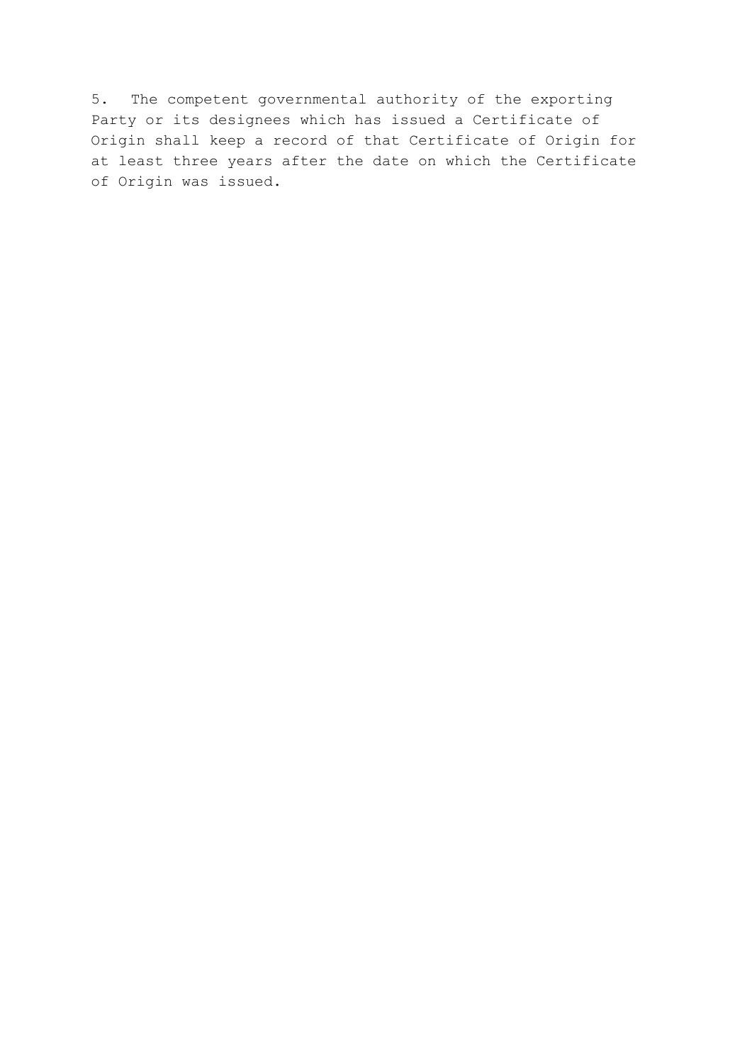5. The competent governmental authority of the exporting Party or its designees which has issued a Certificate of Origin shall keep a record of that Certificate of Origin for at least three years after the date on which the Certificate of Origin was issued.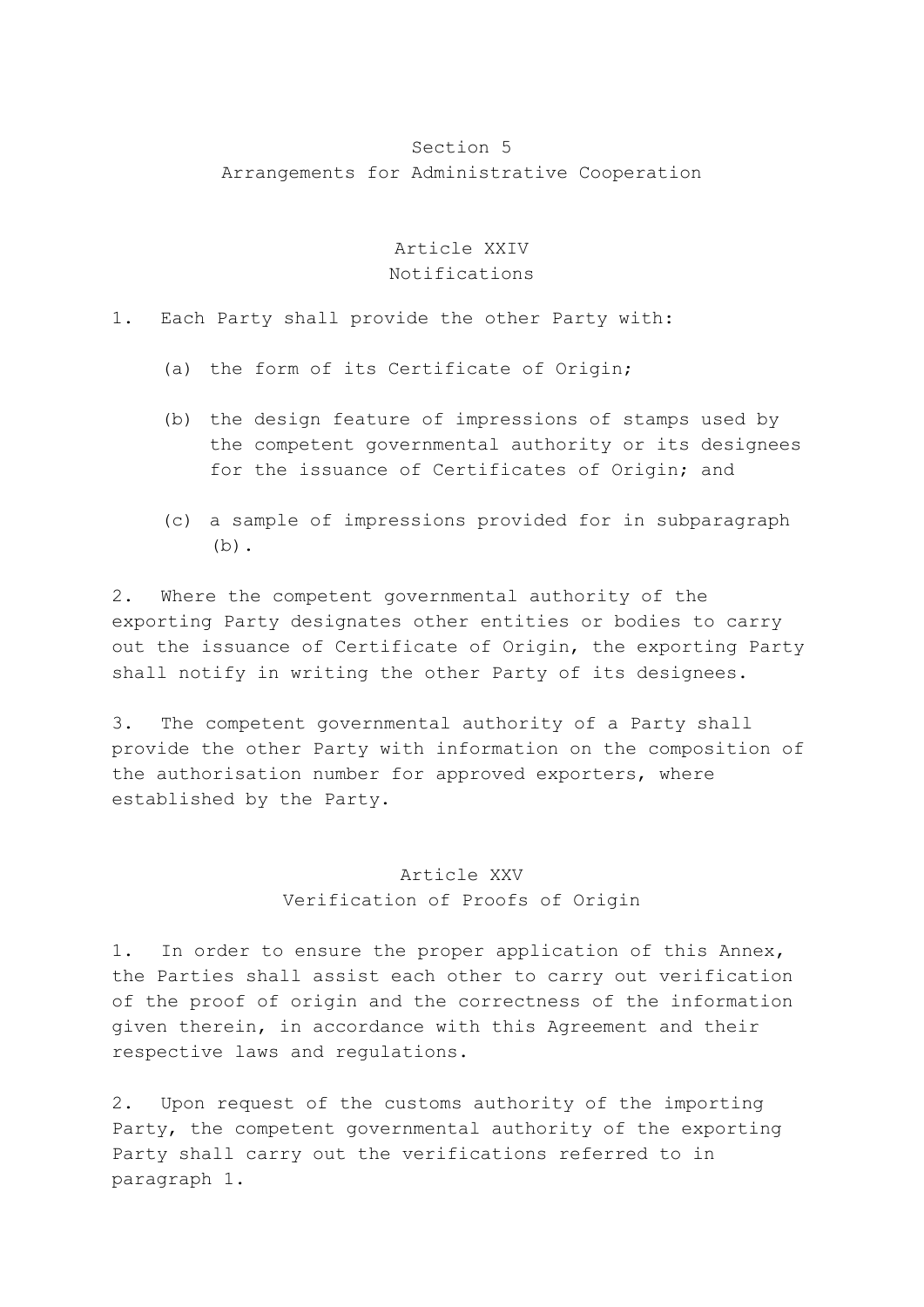## Section 5
## Arrangements for Administrative Cooperation

### Article XXIV
### Notifications

1. Each Party shall provide the other Party with:

   (a) the form of its Certificate of Origin;

   (b) the design feature of impressions of stamps used by the competent governmental authority or its designees for the issuance of Certificates of Origin; and

   (c) a sample of impressions provided for in subparagraph (b).

2. Where the competent governmental authority of the exporting Party designates other entities or bodies to carry out the issuance of Certificate of Origin, the exporting Party shall notify in writing the other Party of its designees.

3. The competent governmental authority of a Party shall provide the other Party with information on the composition of the authorisation number for approved exporters, where established by the Party.

### Article XXV
### Verification of Proofs of Origin

1. In order to ensure the proper application of this Annex, the Parties shall assist each other to carry out verification of the proof of origin and the correctness of the information given therein, in accordance with this Agreement and their respective laws and regulations.

2. Upon request of the customs authority of the importing Party, the competent governmental authority of the exporting Party shall carry out the verifications referred to in paragraph 1.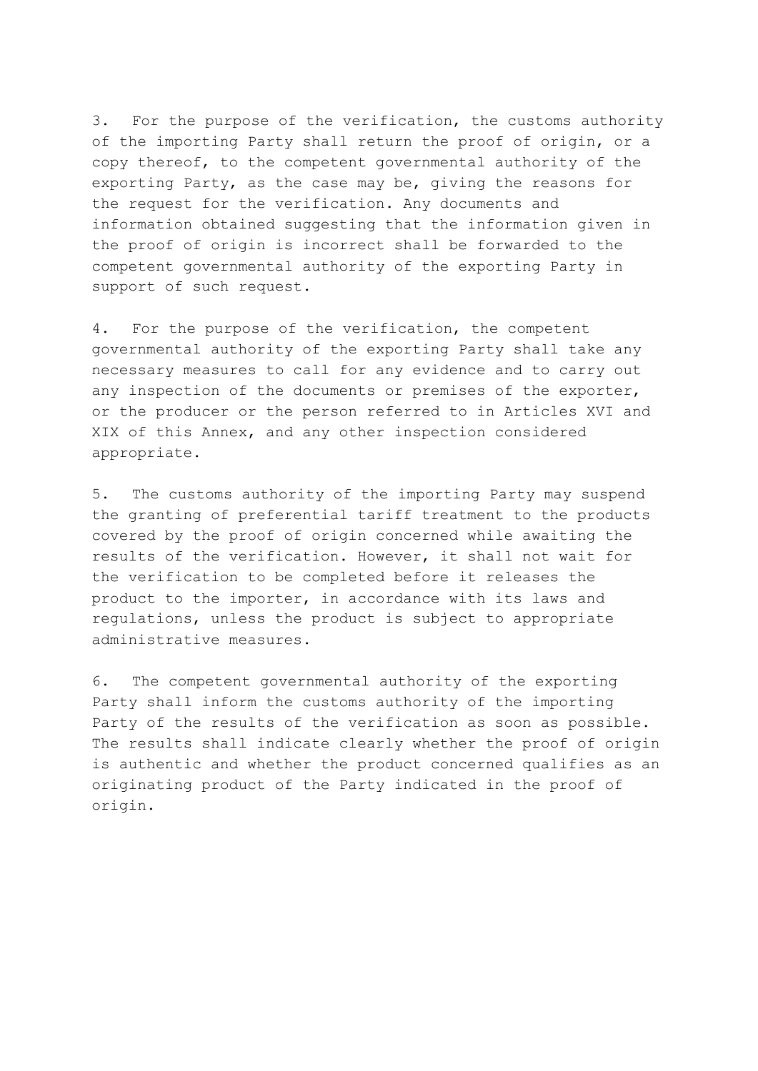3. For the purpose of the verification, the customs authority of the importing Party shall return the proof of origin, or a copy thereof, to the competent governmental authority of the exporting Party, as the case may be, giving the reasons for the request for the verification. Any documents and information obtained suggesting that the information given in the proof of origin is incorrect shall be forwarded to the competent governmental authority of the exporting Party in support of such request.

4. For the purpose of the verification, the competent governmental authority of the exporting Party shall take any necessary measures to call for any evidence and to carry out any inspection of the documents or premises of the exporter, or the producer or the person referred to in Articles XVI and XIX of this Annex, and any other inspection considered appropriate.

5. The customs authority of the importing Party may suspend the granting of preferential tariff treatment to the products covered by the proof of origin concerned while awaiting the results of the verification. However, it shall not wait for the verification to be completed before it releases the product to the importer, in accordance with its laws and regulations, unless the product is subject to appropriate administrative measures.

6. The competent governmental authority of the exporting Party shall inform the customs authority of the importing Party of the results of the verification as soon as possible. The results shall indicate clearly whether the proof of origin is authentic and whether the product concerned qualifies as an originating product of the Party indicated in the proof of origin.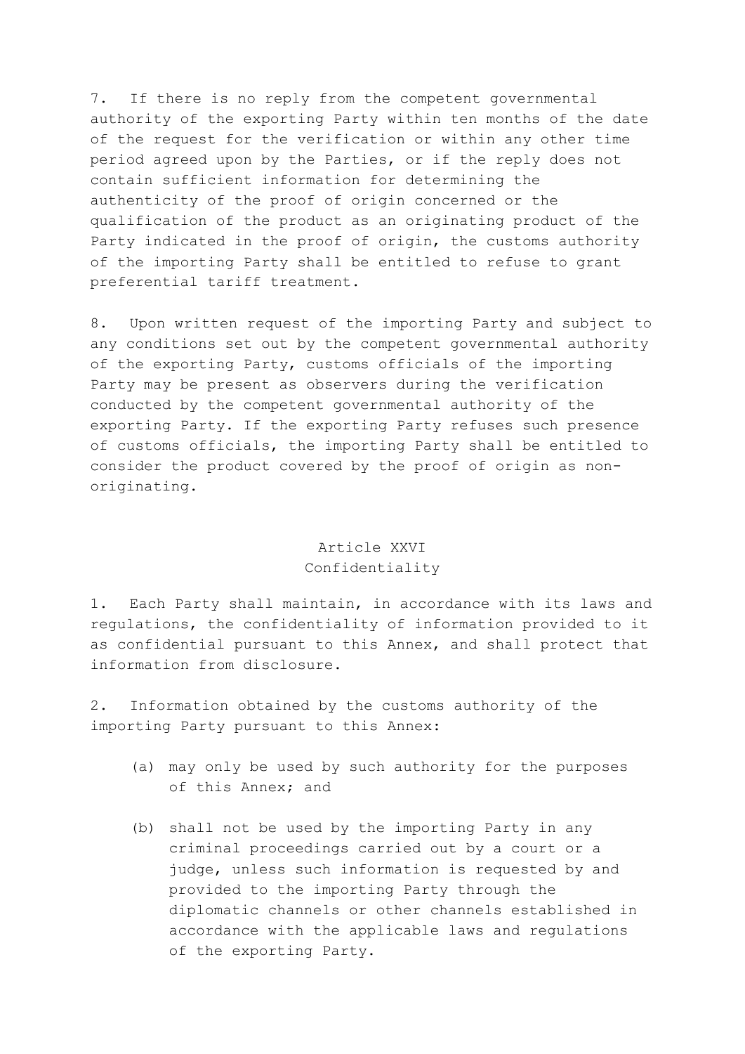7. If there is no reply from the competent governmental authority of the exporting Party within ten months of the date of the request for the verification or within any other time period agreed upon by the Parties, or if the reply does not contain sufficient information for determining the authenticity of the proof of origin concerned or the qualification of the product as an originating product of the Party indicated in the proof of origin, the customs authority of the importing Party shall be entitled to refuse to grant preferential tariff treatment.

8. Upon written request of the importing Party and subject to any conditions set out by the competent governmental authority of the exporting Party, customs officials of the importing Party may be present as observers during the verification conducted by the competent governmental authority of the exporting Party. If the exporting Party refuses such presence of customs officials, the importing Party shall be entitled to consider the product covered by the proof of origin as non-originating.

## Article XXVI
## Confidentiality

1. Each Party shall maintain, in accordance with its laws and regulations, the confidentiality of information provided to it as confidential pursuant to this Annex, and shall protect that information from disclosure.

2. Information obtained by the customs authority of the importing Party pursuant to this Annex:

(a) may only be used by such authority for the purposes of this Annex; and

(b) shall not be used by the importing Party in any criminal proceedings carried out by a court or a judge, unless such information is requested by and provided to the importing Party through the diplomatic channels or other channels established in accordance with the applicable laws and regulations of the exporting Party.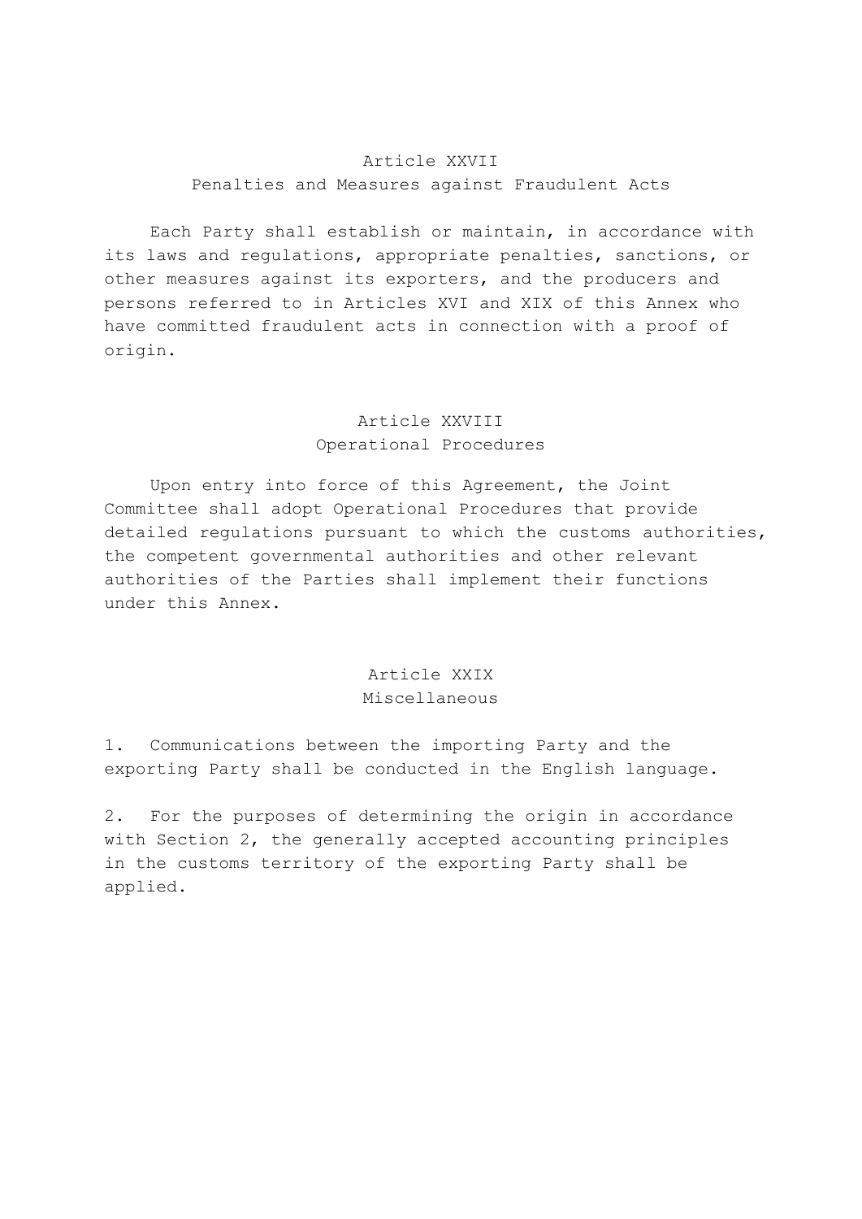## Article XXVII
## Penalties and Measures against Fraudulent Acts

Each Party shall establish or maintain, in accordance with its laws and regulations, appropriate penalties, sanctions, or other measures against its exporters, and the producers and persons referred to in Articles XVI and XIX of this Annex who have committed fraudulent acts in connection with a proof of origin.

## Article XXVIII
## Operational Procedures

Upon entry into force of this Agreement, the Joint Committee shall adopt Operational Procedures that provide detailed regulations pursuant to which the customs authorities, the competent governmental authorities and other relevant authorities of the Parties shall implement their functions under this Annex.

## Article XXIX
## Miscellaneous

1. Communications between the importing Party and the exporting Party shall be conducted in the English language.

2. For the purposes of determining the origin in accordance with Section 2, the generally accepted accounting principles in the customs territory of the exporting Party shall be applied.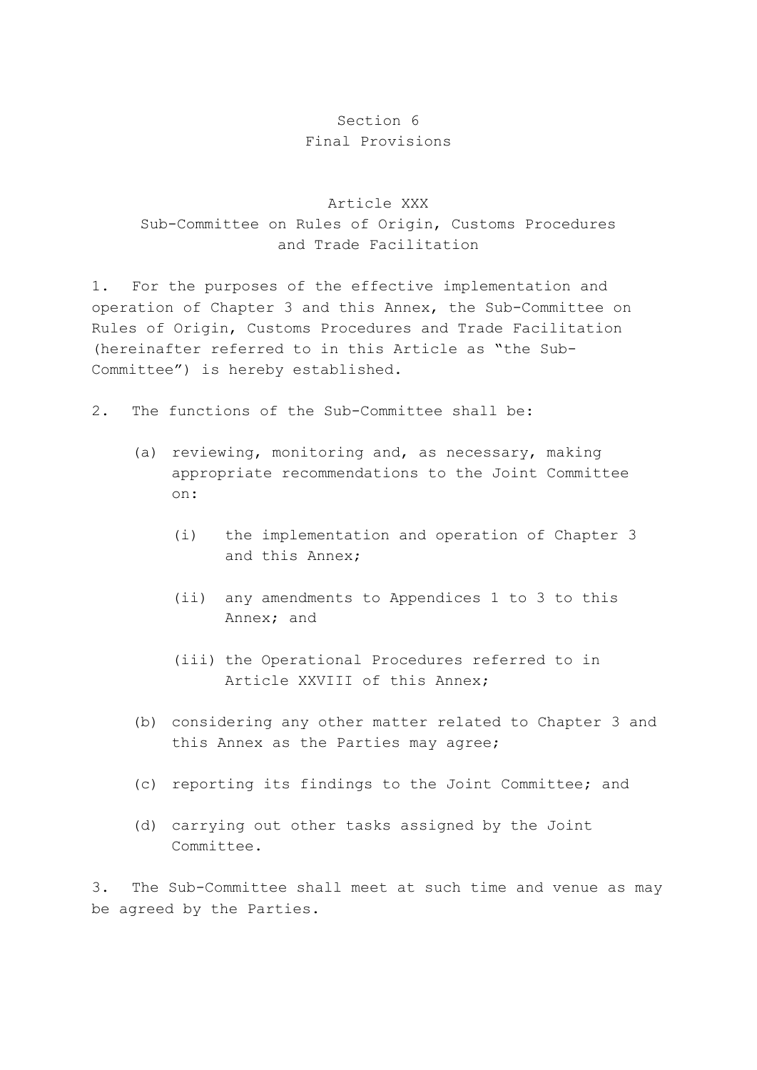## Section 6
## Final Provisions

### Article XXX
### Sub-Committee on Rules of Origin, Customs Procedures and Trade Facilitation

1. For the purposes of the effective implementation and operation of Chapter 3 and this Annex, the Sub-Committee on Rules of Origin, Customs Procedures and Trade Facilitation (hereinafter referred to in this Article as "the Sub-Committee") is hereby established.

2. The functions of the Sub-Committee shall be:

   (a) reviewing, monitoring and, as necessary, making appropriate recommendations to the Joint Committee on:

      (i) the implementation and operation of Chapter 3 and this Annex;

      (ii) any amendments to Appendices 1 to 3 to this Annex; and

      (iii) the Operational Procedures referred to in Article XXVIII of this Annex;

   (b) considering any other matter related to Chapter 3 and this Annex as the Parties may agree;

   (c) reporting its findings to the Joint Committee; and

   (d) carrying out other tasks assigned by the Joint Committee.

3. The Sub-Committee shall meet at such time and venue as may be agreed by the Parties.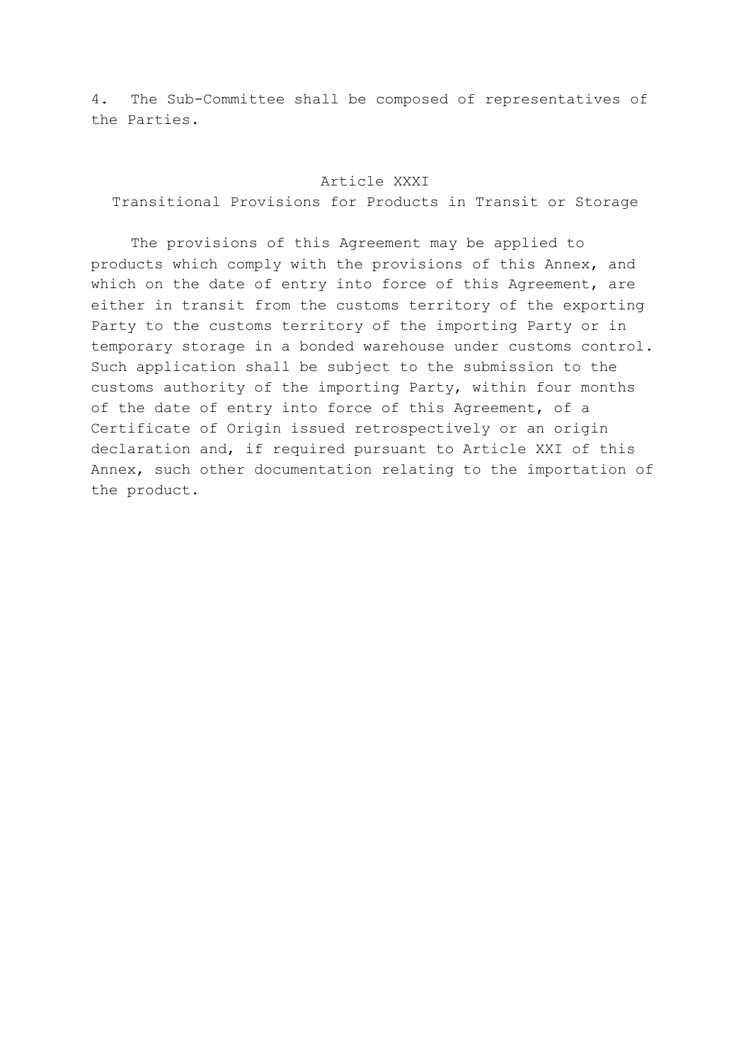4. The Sub-Committee shall be composed of representatives of the Parties.

## Article XXXI
### Transitional Provisions for Products in Transit or Storage

The provisions of this Agreement may be applied to products which comply with the provisions of this Annex, and which on the date of entry into force of this Agreement, are either in transit from the customs territory of the exporting Party to the customs territory of the importing Party or in temporary storage in a bonded warehouse under customs control. Such application shall be subject to the submission to the customs authority of the importing Party, within four months of the date of entry into force of this Agreement, of a Certificate of Origin issued retrospectively or an origin declaration and, if required pursuant to Article XXI of this Annex, such other documentation relating to the importation of the product.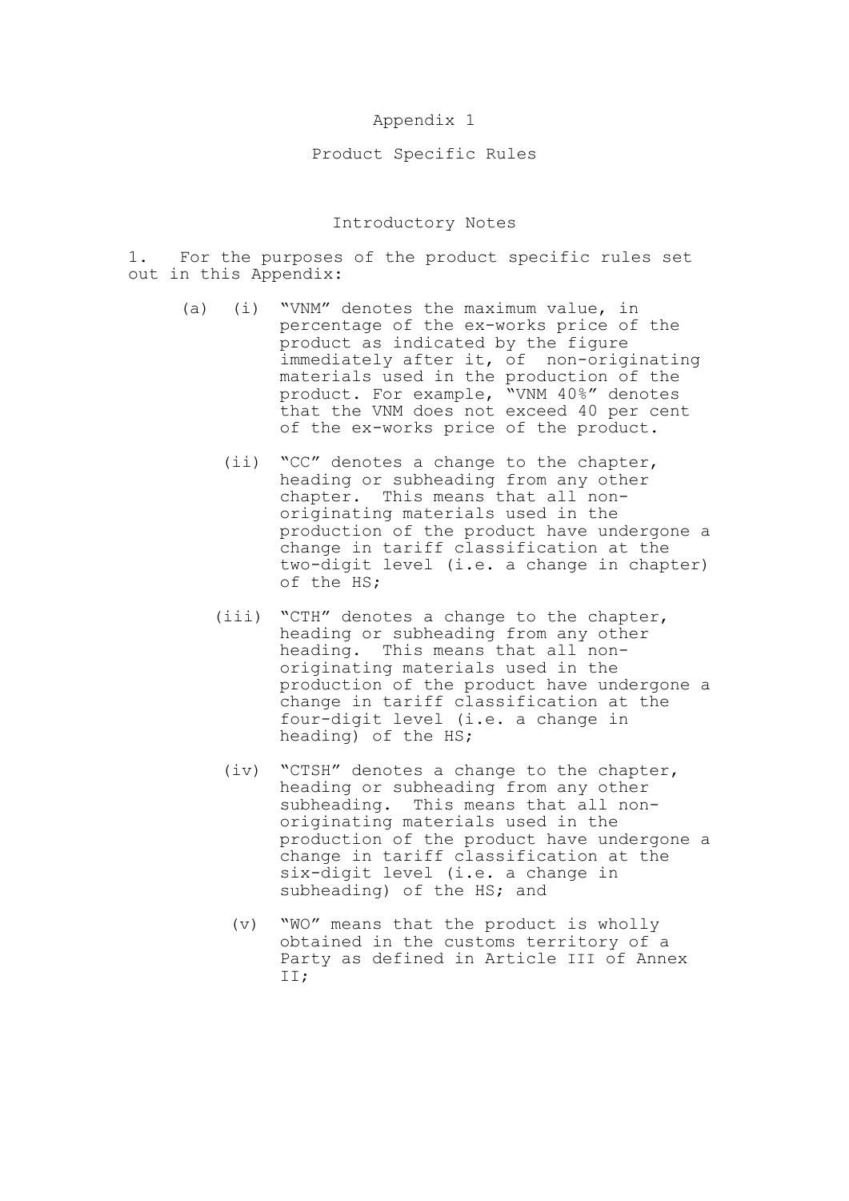# Appendix 1

## Product Specific Rules

### Introductory Notes

1. For the purposes of the product specific rules set out in this Appendix:

   (a) (i) "VNM" denotes the maximum value, in percentage of the ex-works price of the product as indicated by the figure immediately after it, of non-originating materials used in the production of the product. For example, "VNM 40%" denotes that the VNM does not exceed 40 per cent of the ex-works price of the product.

   (ii) "CC" denotes a change to the chapter, heading or subheading from any other chapter. This means that all non-originating materials used in the production of the product have undergone a change in tariff classification at the two-digit level (i.e. a change in chapter) of the HS;

   (iii) "CTH" denotes a change to the chapter, heading or subheading from any other heading. This means that all non-originating materials used in the production of the product have undergone a change in tariff classification at the four-digit level (i.e. a change in heading) of the HS;

   (iv) "CTSH" denotes a change to the chapter, heading or subheading from any other subheading. This means that all non-originating materials used in the production of the product have undergone a change in tariff classification at the six-digit level (i.e. a change in subheading) of the HS; and

   (v) "WO" means that the product is wholly obtained in the customs territory of a Party as defined in Article III of Annex II;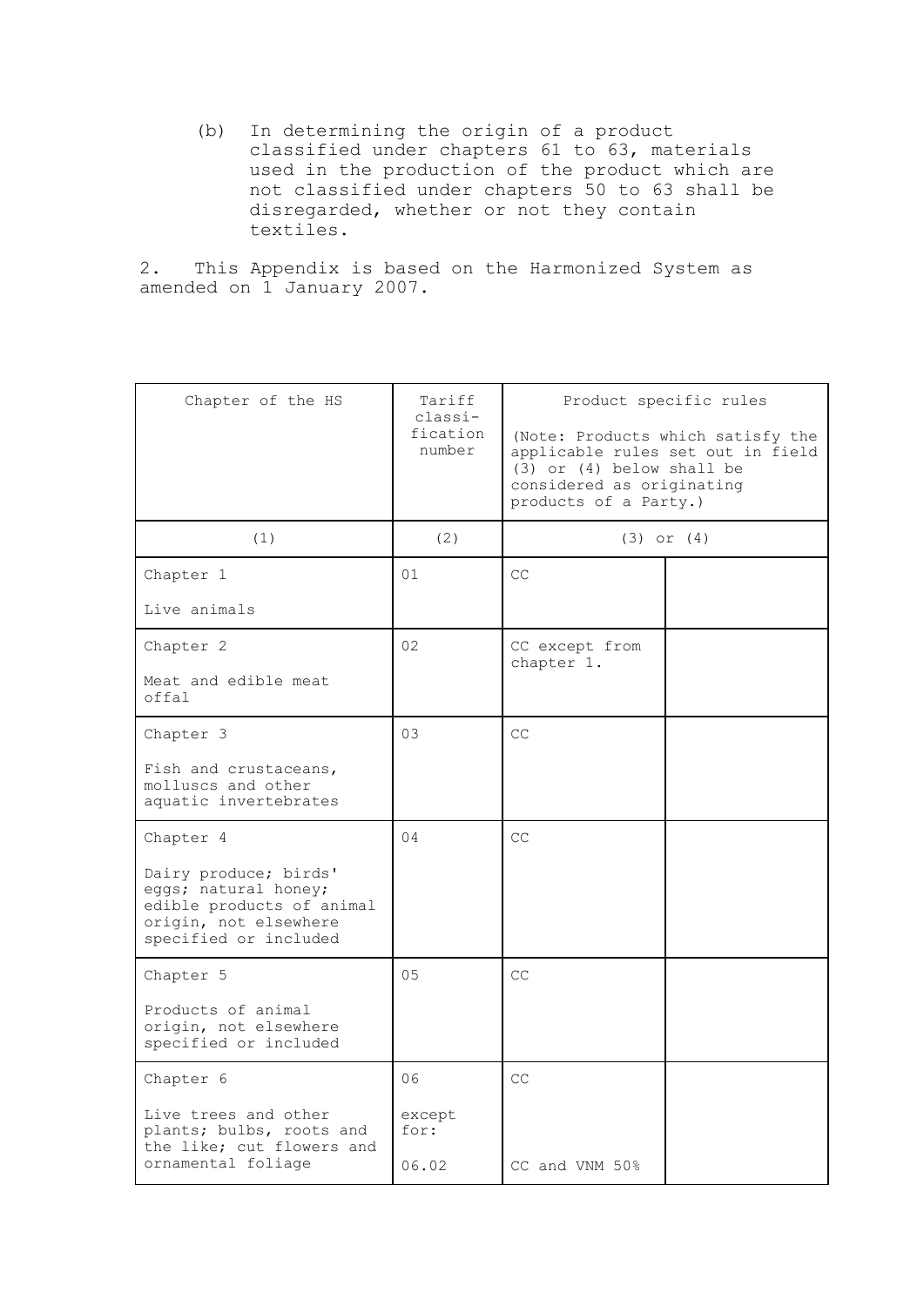(b) In determining the origin of a product classified under chapters 61 to 63, materials used in the production of the product which are not classified under chapters 50 to 63 shall be disregarded, whether or not they contain textiles.

2. This Appendix is based on the Harmonized System as amended on 1 January 2007.

| Chapter of the HS | Tariff classi-fication number | Product specific rules (Note: Products which satisfy the applicable rules set out in field (3) or (4) below shall be considered as originating products of a Party.) | |
|---|---|---|---|
| (1) | (2) | (3) or (4) | |
| Chapter 1<br><br>Live animals | 01 | CC | |
| Chapter 2<br><br>Meat and edible meat offal | 02 | CC except from chapter 1. | |
| Chapter 3<br><br>Fish and crustaceans, molluscs and other aquatic invertebrates | 03 | CC | |
| Chapter 4<br><br>Dairy produce; birds' eggs; natural honey; edible products of animal origin, not elsewhere specified or included | 04 | CC | |
| Chapter 5<br><br>Products of animal origin, not elsewhere specified or included | 05 | CC | |
| Chapter 6<br><br>Live trees and other plants; bulbs, roots and the like; cut flowers and ornamental foliage | 06<br><br>except for:<br><br>06.02 | CC<br><br><br><br>CC and VNM 50% | |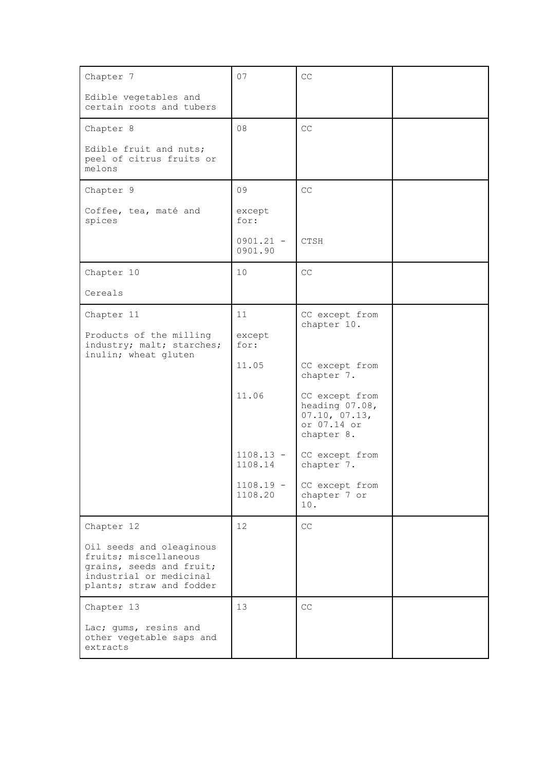| Chapter 7<br><br>Edible vegetables and certain roots and tubers | 07 | CC | |
|---|---|---|---|
| Chapter 8<br><br>Edible fruit and nuts; peel of citrus fruits or melons | 08 | CC | |
| Chapter 9<br><br>Coffee, tea, maté and spices | 09<br><br>except for: | CC | |
| | 0901.21 - 0901.90 | CTSH | |
| Chapter 10<br><br>Cereals | 10 | CC | |
| Chapter 11<br><br>Products of the milling industry; malt; starches; inulin; wheat gluten | 11<br><br>except for: | CC except from chapter 10. | |
| | 11.05 | CC except from chapter 7. | |
| | 11.06 | CC except from heading 07.08, 07.10, 07.13, or 07.14 or chapter 8. | |
| | 1108.13 - 1108.14 | CC except from chapter 7. | |
| | 1108.19 - 1108.20 | CC except from chapter 7 or 10. | |
| Chapter 12<br><br>Oil seeds and oleaginous fruits; miscellaneous grains, seeds and fruit; industrial or medicinal plants; straw and fodder | 12 | CC | |
| Chapter 13<br><br>Lac; gums, resins and other vegetable saps and extracts | 13 | CC | |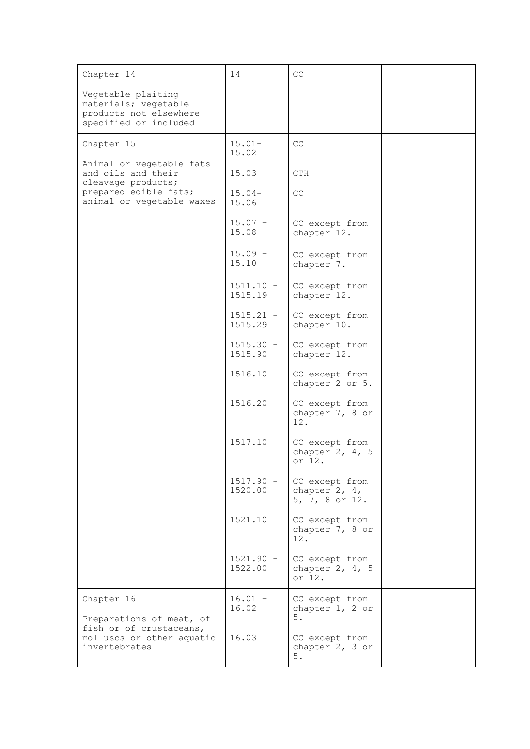| | | | |
|---|---|---|---|
| Chapter 14<br><br>Vegetable plaiting materials; vegetable products not elsewhere specified or included | 14 | CC | |
| Chapter 15<br><br>Animal or vegetable fats and oils and their cleavage products; prepared edible fats; animal or vegetable waxes | 15.01-15.02 | CC | |
| | 15.03 | CTH | |
| | 15.04-15.06 | CC | |
| | 15.07 - 15.08 | CC except from chapter 12. | |
| | 15.09 - 15.10 | CC except from chapter 7. | |
| | 1511.10 - 1515.19 | CC except from chapter 12. | |
| | 1515.21 - 1515.29 | CC except from chapter 10. | |
| | 1515.30 - 1515.90 | CC except from chapter 12. | |
| | 1516.10 | CC except from chapter 2 or 5. | |
| | 1516.20 | CC except from chapter 7, 8 or 12. | |
| | 1517.10 | CC except from chapter 2, 4, 5 or 12. | |
| | 1517.90 - 1520.00 | CC except from chapter 2, 4, 5, 7, 8 or 12. | |
| | 1521.10 | CC except from chapter 7, 8 or 12. | |
| | 1521.90 - 1522.00 | CC except from chapter 2, 4, 5 or 12. | |
| Chapter 16<br><br>Preparations of meat, of fish or of crustaceans, molluscs or other aquatic invertebrates | 16.01 - 16.02 | CC except from chapter 1, 2 or 5. | |
| | 16.03 | CC except from chapter 2, 3 or 5. | |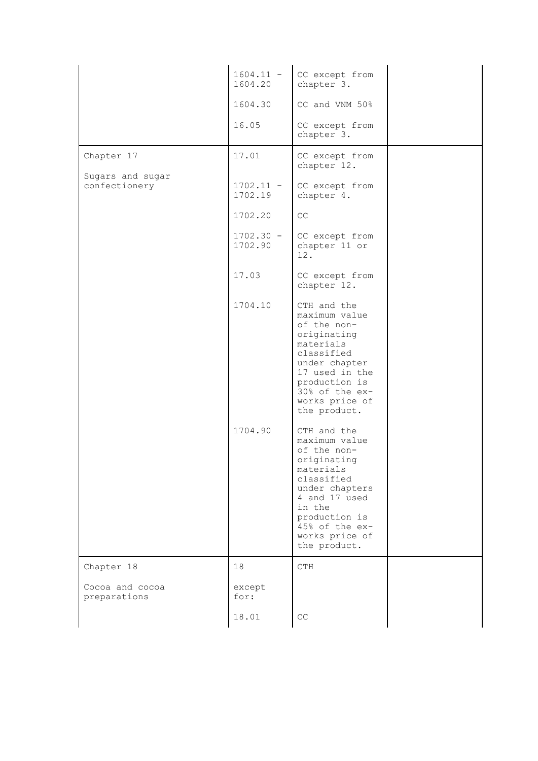| | | | |
|---|---|---|---|
| | 1604.11 - 1604.20 | CC except from chapter 3. | |
| | 1604.30 | CC and VNM 50% | |
| | 16.05 | CC except from chapter 3. | |
| Chapter 17<br><br>Sugars and sugar confectionery | 17.01 | CC except from chapter 12. | |
| | 1702.11 - 1702.19 | CC except from chapter 4. | |
| | 1702.20 | CC | |
| | 1702.30 - 1702.90 | CC except from chapter 11 or 12. | |
| | 17.03 | CC except from chapter 12. | |
| | 1704.10 | CTH and the maximum value of the non-originating materials classified under chapter 17 used in the production is 30% of the ex-works price of the product. | |
| | 1704.90 | CTH and the maximum value of the non-originating materials classified under chapters 4 and 17 used in the production is 45% of the ex-works price of the product. | |
| Chapter 18<br><br>Cocoa and cocoa preparations | 18<br><br>except for: | CTH | |
| | 18.01 | CC | |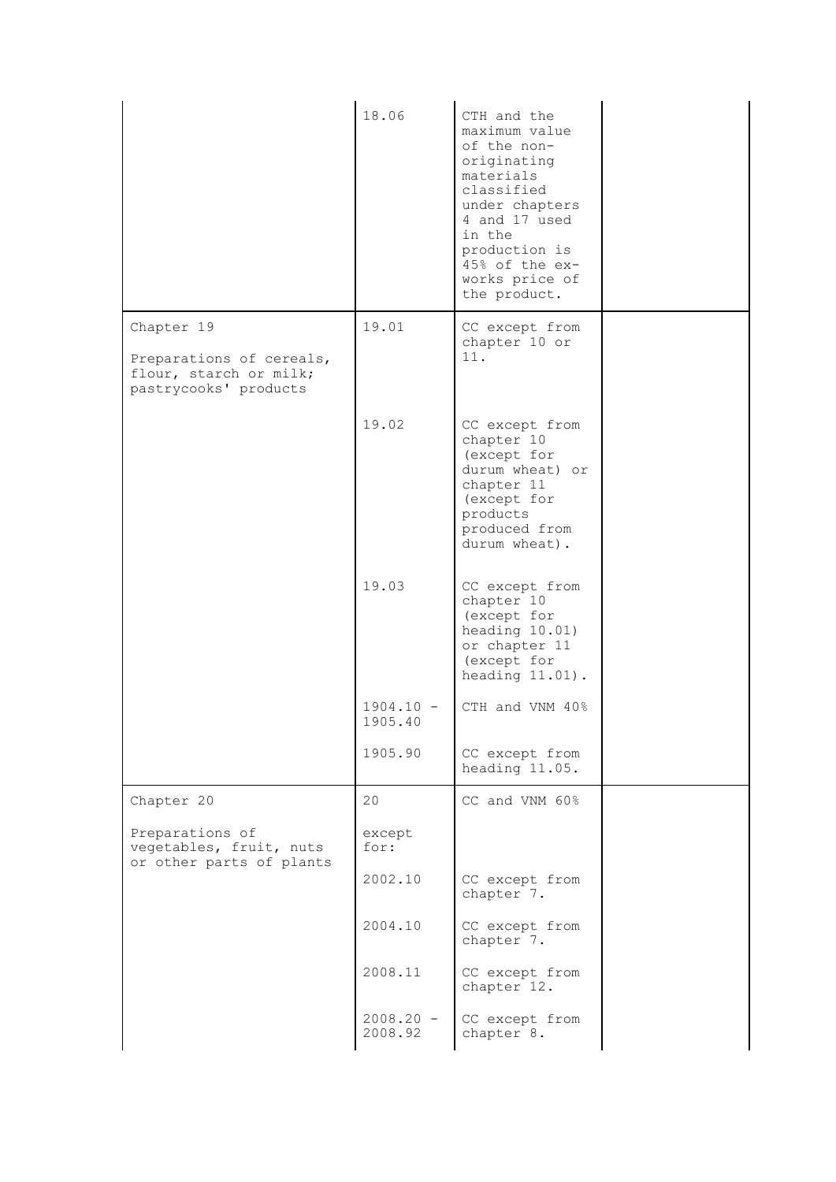| | | | |
|---|---|---|---|
| | 18.06 | CTH and the maximum value of the non-originating materials classified under chapters 4 and 17 used in the production is 45% of the ex-works price of the product. | |
| Chapter 19<br><br>Preparations of cereals, flour, starch or milk; pastrycooks' products | 19.01 | CC except from chapter 10 or 11. | |
| | 19.02 | CC except from chapter 10 (except for durum wheat) or chapter 11 (except for products produced from durum wheat). | |
| | 19.03 | CC except from chapter 10 (except for heading 10.01) or chapter 11 (except for heading 11.01). | |
| | 1904.10 - 1905.40 | CTH and VNM 40% | |
| | 1905.90 | CC except from heading 11.05. | |
| Chapter 20<br><br>Preparations of vegetables, fruit, nuts or other parts of plants | 20<br><br>except for: | CC and VNM 60% | |
| | 2002.10 | CC except from chapter 7. | |
| | 2004.10 | CC except from chapter 7. | |
| | 2008.11 | CC except from chapter 12. | |
| | 2008.20 - 2008.92 | CC except from chapter 8. | |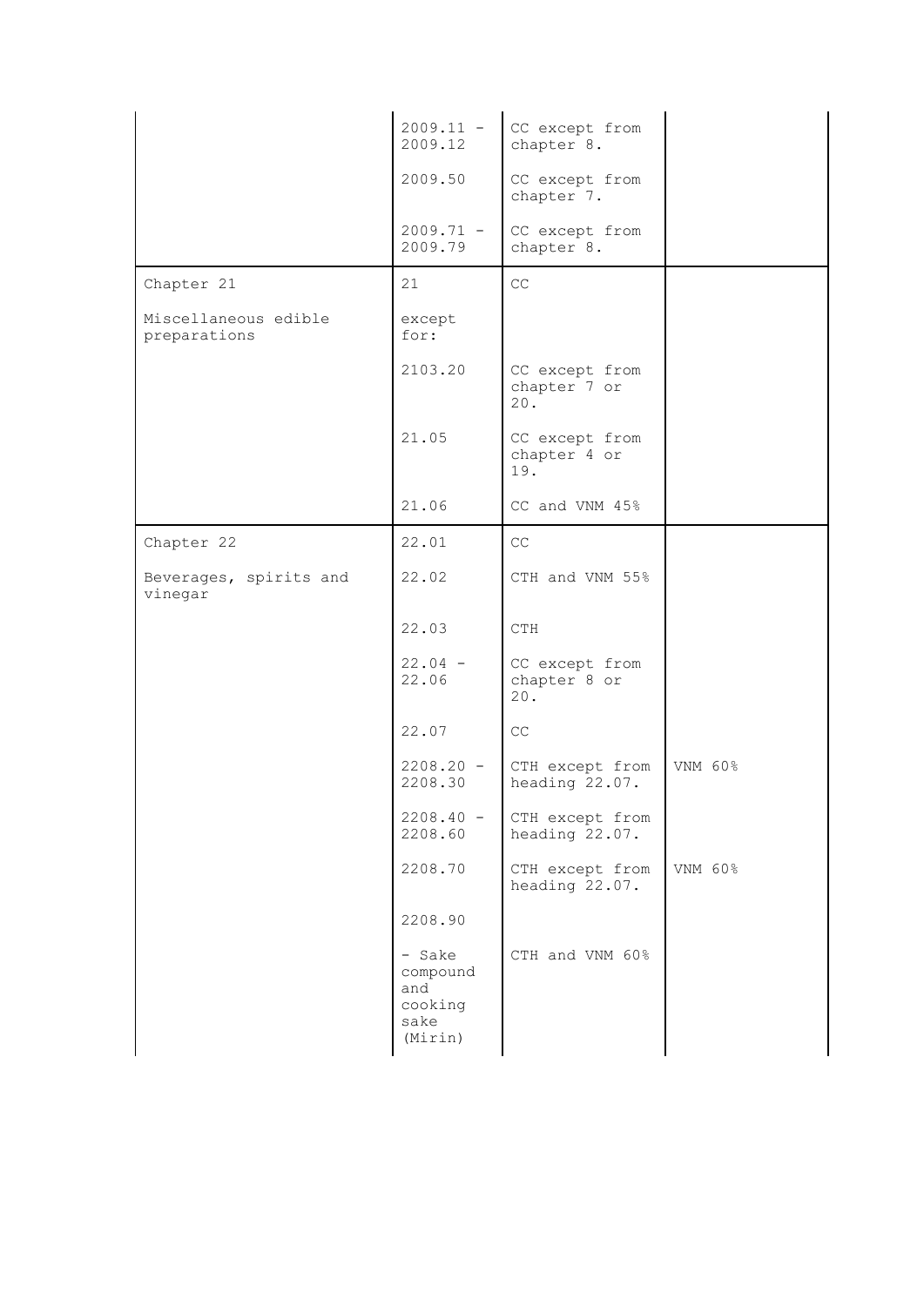| | | | |
|---|---|---|---|
| | 2009.11 - 2009.12 | CC except from chapter 8. | |
| | 2009.50 | CC except from chapter 7. | |
| | 2009.71 - 2009.79 | CC except from chapter 8. | |
| Chapter 21 | 21 | CC | |
| Miscellaneous edible preparations | except for: | | |
| | 2103.20 | CC except from chapter 7 or 20. | |
| | 21.05 | CC except from chapter 4 or 19. | |
| | 21.06 | CC and VNM 45% | |
| Chapter 22 | 22.01 | CC | |
| Beverages, spirits and vinegar | 22.02 | CTH and VNM 55% | |
| | 22.03 | CTH | |
| | 22.04 - 22.06 | CC except from chapter 8 or 20. | |
| | 22.07 | CC | |
| | 2208.20 - 2208.30 | CTH except from heading 22.07. | VNM 60% |
| | 2208.40 - 2208.60 | CTH except from heading 22.07. | |
| | 2208.70 | CTH except from heading 22.07. | VNM 60% |
| | 2208.90 | | |
| | - Sake compound and cooking sake (Mirin) | CTH and VNM 60% | |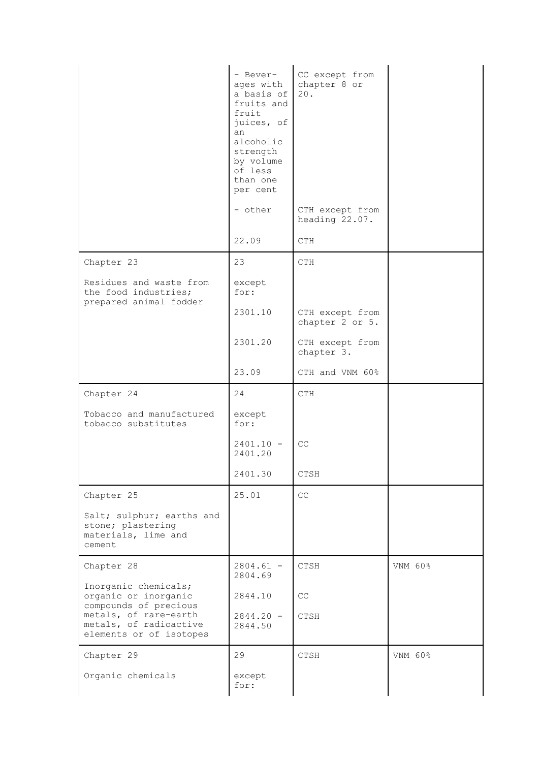| | | | |
|---|---|---|---|
| | - Beverages with a basis of fruits and fruit juices, of an alcoholic strength by volume of less than one per cent | CC except from chapter 8 or 20. | |
| | - other | CTH except from heading 22.07. | |
| | 22.09 | CTH | |
| Chapter 23<br><br>Residues and waste from the food industries; prepared animal fodder | 23<br><br>except for: | CTH | |
| | 2301.10 | CTH except from chapter 2 or 5. | |
| | 2301.20 | CTH except from chapter 3. | |
| | 23.09 | CTH and VNM 60% | |
| Chapter 24<br><br>Tobacco and manufactured tobacco substitutes | 24<br><br>except for: | CTH | |
| | 2401.10 - 2401.20 | CC | |
| | 2401.30 | CTSH | |
| Chapter 25<br><br>Salt; sulphur; earths and stone; plastering materials, lime and cement | 25.01 | CC | |
| Chapter 28<br><br>Inorganic chemicals; organic or inorganic compounds of precious metals, of rare-earth metals, of radioactive elements or of isotopes | 2804.61 - 2804.69 | CTSH | VNM 60% |
| | 2844.10 | CC | |
| | 2844.20 - 2844.50 | CTSH | |
| Chapter 29<br><br>Organic chemicals | 29<br><br>except for: | CTSH | VNM 60% |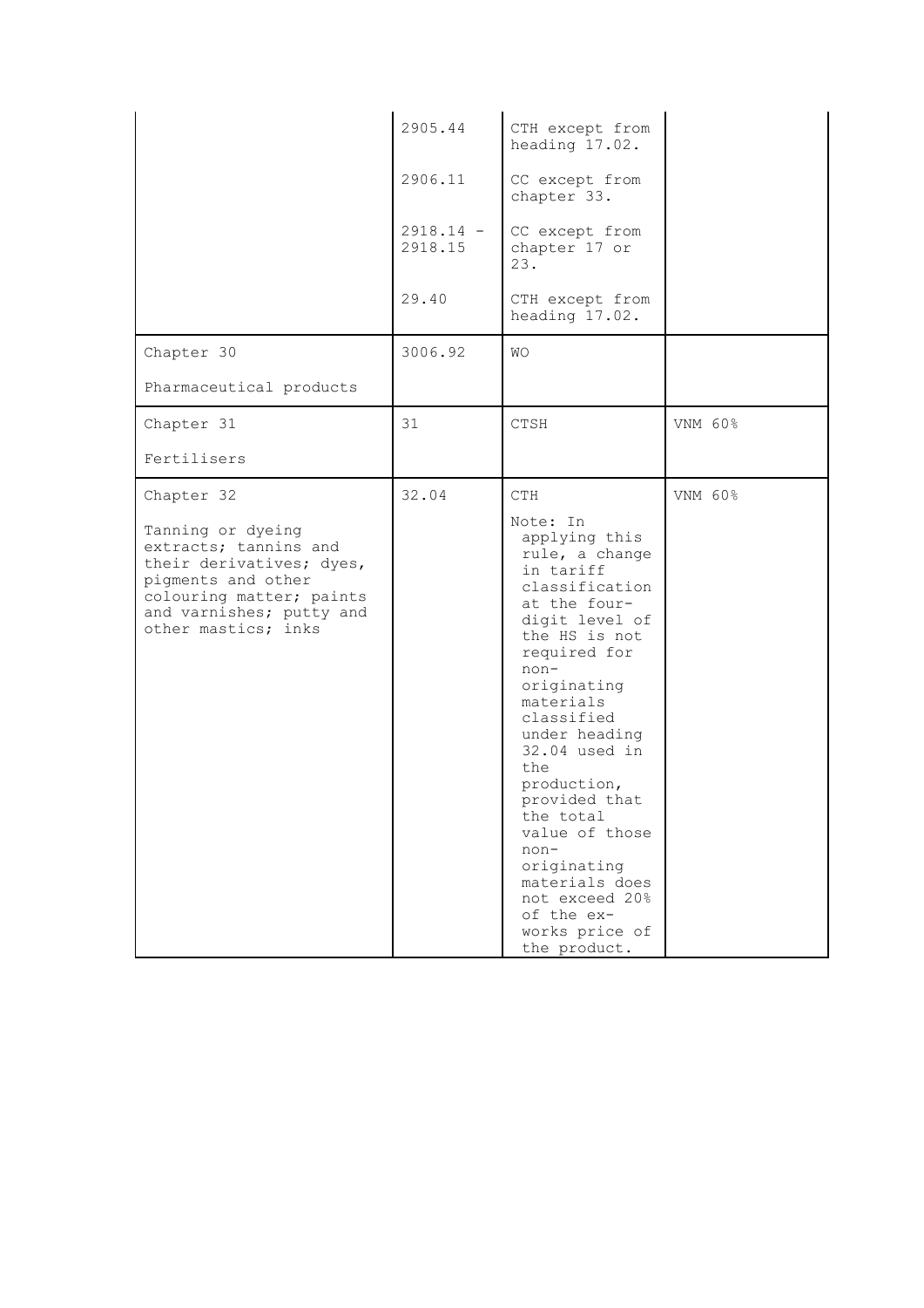| | | | |
|---|---|---|---|
| | 2905.44 | CTH except from heading 17.02. | |
| | 2906.11 | CC except from chapter 33. | |
| | 2918.14 - 2918.15 | CC except from chapter 17 or 23. | |
| | 29.40 | CTH except from heading 17.02. | |
| Chapter 30<br><br>Pharmaceutical products | 3006.92 | WO | |
| Chapter 31<br><br>Fertilisers | 31 | CTSH | VNM 60% |
| Chapter 32<br><br>Tanning or dyeing extracts; tannins and their derivatives; dyes, pigments and other colouring matter; paints and varnishes; putty and other mastics; inks | 32.04 | CTH<br><br>Note: In applying this rule, a change in tariff classification at the four-digit level of the HS is not required for non-originating materials classified under heading 32.04 used in the production, provided that the total value of those non-originating materials does not exceed 20% of the ex-works price of the product. | VNM 60% |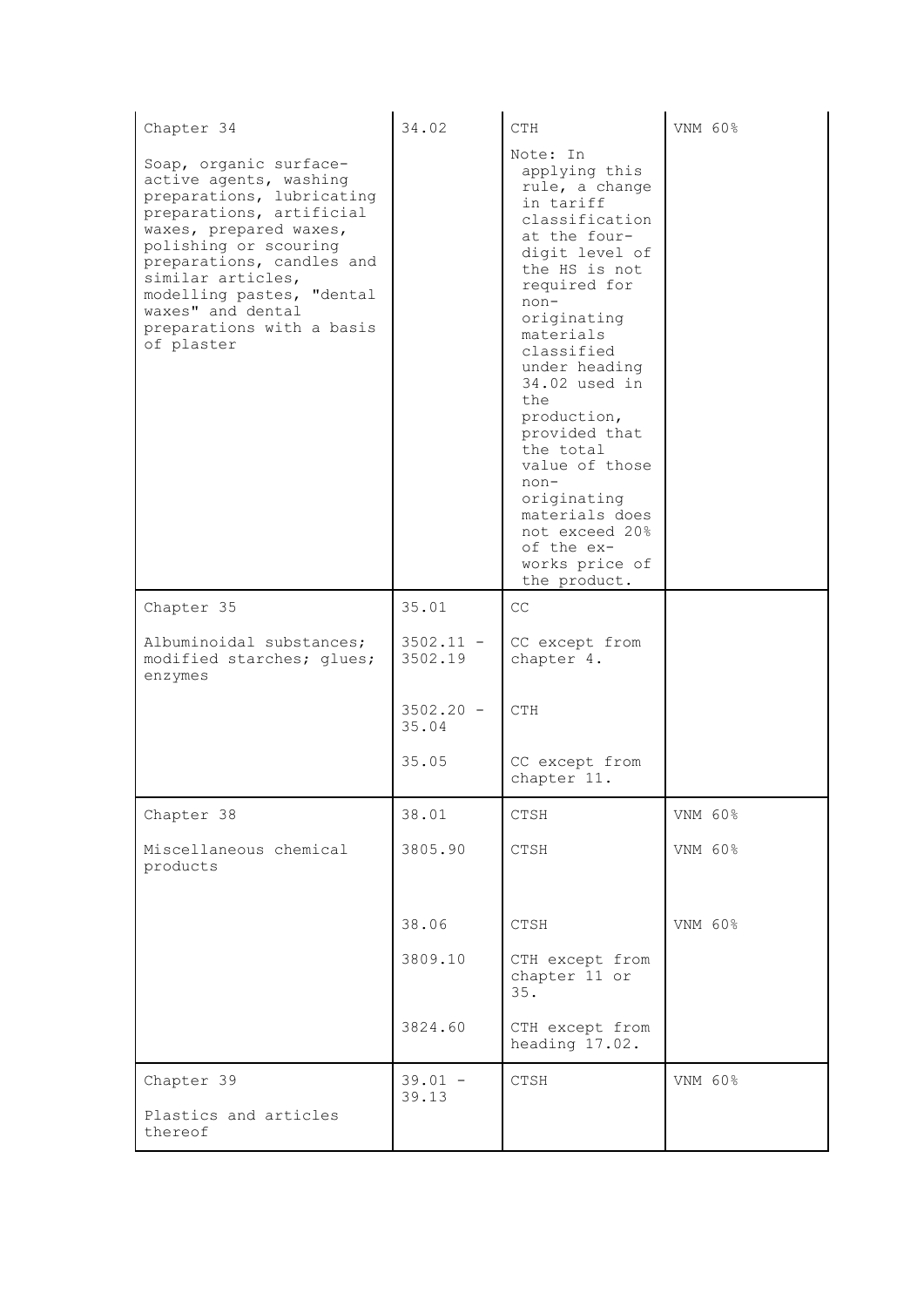| | | | |
|---|---|---|---|
| Chapter 34<br><br>Soap, organic surface-active agents, washing preparations, lubricating preparations, artificial waxes, prepared waxes, polishing or scouring preparations, candles and similar articles, modelling pastes, "dental waxes" and dental preparations with a basis of plaster | 34.02 | CTH<br><br>Note: In applying this rule, a change in tariff classification at the four-digit level of the HS is not required for non-originating materials classified under heading 34.02 used in the production, provided that the total value of those non-originating materials does not exceed 20% of the ex-works price of the product. | VNM 60% |
| Chapter 35<br><br>Albuminoidal substances; modified starches; glues; enzymes | 35.01 | CC | |
| | 3502.11 - 3502.19 | CC except from chapter 4. | |
| | 3502.20 - 35.04 | CTH | |
| | 35.05 | CC except from chapter 11. | |
| Chapter 38<br><br>Miscellaneous chemical products | 38.01 | CTSH | VNM 60% |
| | 3805.90 | CTSH | VNM 60% |
| | 38.06 | CTSH | VNM 60% |
| | 3809.10 | CTH except from chapter 11 or 35. | |
| | 3824.60 | CTH except from heading 17.02. | |
| Chapter 39<br><br>Plastics and articles thereof | 39.01 - 39.13 | CTSH | VNM 60% |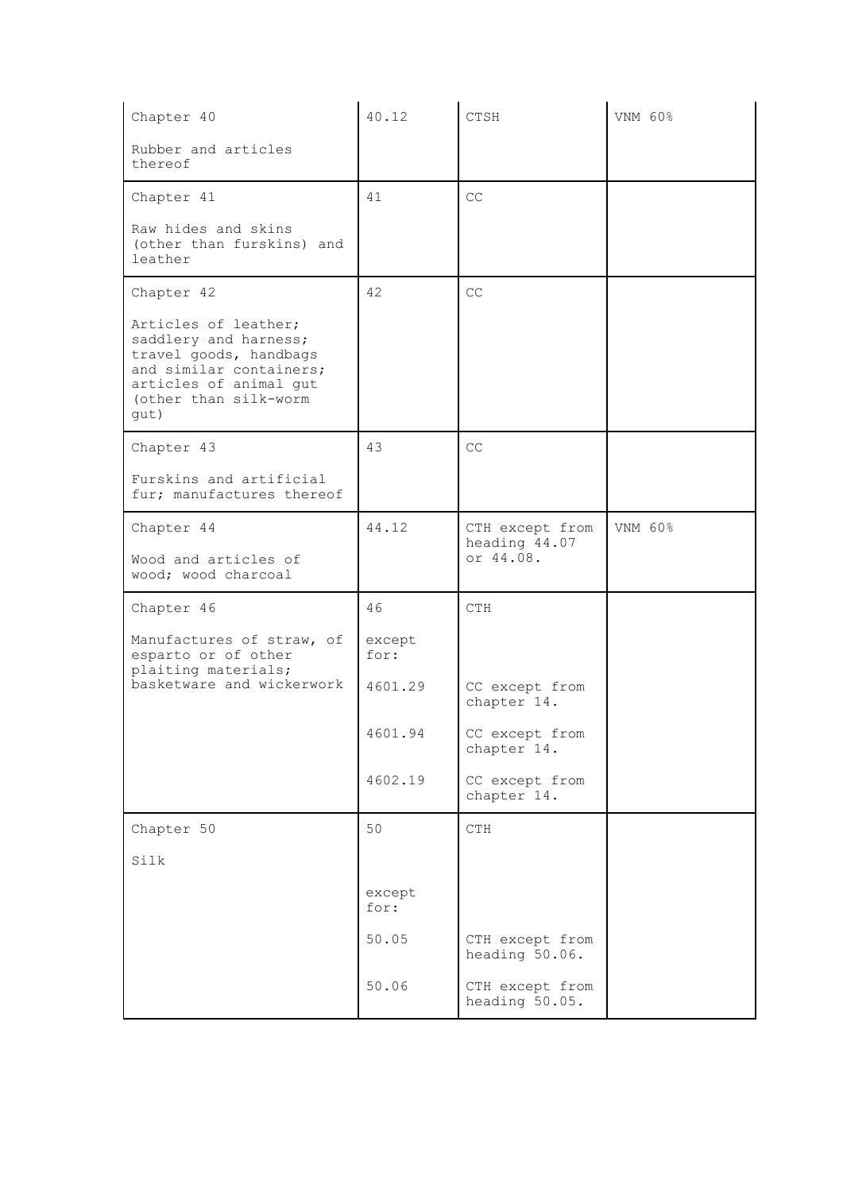| Chapter 40<br><br>Rubber and articles thereof | 40.12 | CTSH | VNM 60% |
|---|---|---|---|
| Chapter 41<br><br>Raw hides and skins (other than furskins) and leather | 41 | CC | |
| Chapter 42<br><br>Articles of leather; saddlery and harness; travel goods, handbags and similar containers; articles of animal gut (other than silk-worm gut) | 42 | CC | |
| Chapter 43<br><br>Furskins and artificial fur; manufactures thereof | 43 | CC | |
| Chapter 44<br><br>Wood and articles of wood; wood charcoal | 44.12 | CTH except from heading 44.07 or 44.08. | VNM 60% |
| Chapter 46<br><br>Manufactures of straw, of esparto or of other plaiting materials; basketware and wickerwork | 46 | CTH | |
| | except for: | | |
| | 4601.29 | CC except from chapter 14. | |
| | 4601.94 | CC except from chapter 14. | |
| | 4602.19 | CC except from chapter 14. | |
| Chapter 50<br><br>Silk | 50 | CTH | |
| | except for: | | |
| | 50.05 | CTH except from heading 50.06. | |
| | 50.06 | CTH except from heading 50.05. | |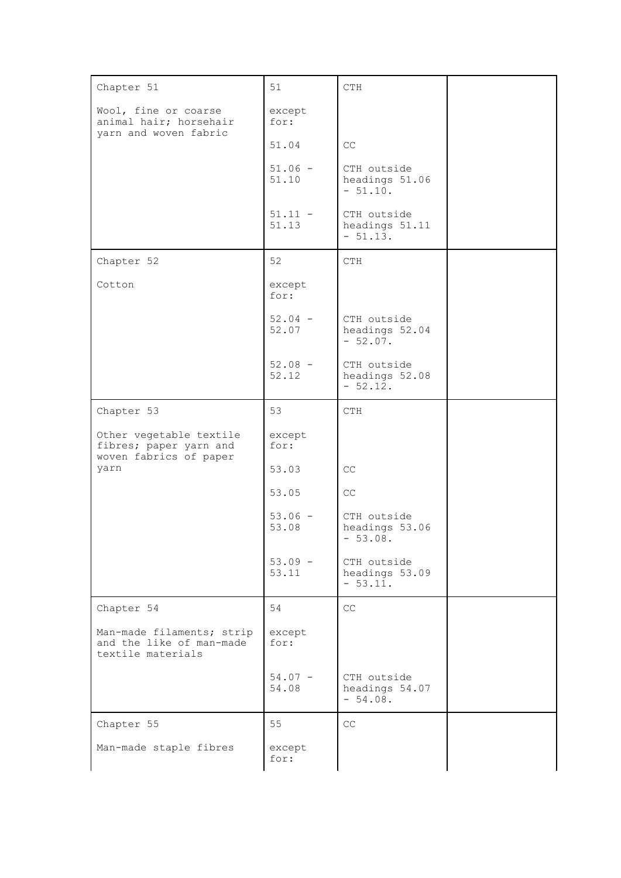| Chapter 51<br><br>Wool, fine or coarse animal hair; horsehair yarn and woven fabric | 51<br><br>except for: | CTH | |
|---|---|---|---|
| | 51.04 | CC | |
| | 51.06 - 51.10 | CTH outside headings 51.06 - 51.10. | |
| | 51.11 - 51.13 | CTH outside headings 51.11 - 51.13. | |
| Chapter 52<br><br>Cotton | 52<br><br>except for: | CTH | |
| | 52.04 - 52.07 | CTH outside headings 52.04 - 52.07. | |
| | 52.08 - 52.12 | CTH outside headings 52.08 - 52.12. | |
| Chapter 53<br><br>Other vegetable textile fibres; paper yarn and woven fabrics of paper yarn | 53<br><br>except for: | CTH | |
| | 53.03 | CC | |
| | 53.05 | CC | |
| | 53.06 - 53.08 | CTH outside headings 53.06 - 53.08. | |
| | 53.09 - 53.11 | CTH outside headings 53.09 - 53.11. | |
| Chapter 54<br><br>Man-made filaments; strip and the like of man-made textile materials | 54<br><br>except for: | CC | |
| | 54.07 - 54.08 | CTH outside headings 54.07 - 54.08. | |
| Chapter 55<br><br>Man-made staple fibres | 55<br><br>except for: | CC | |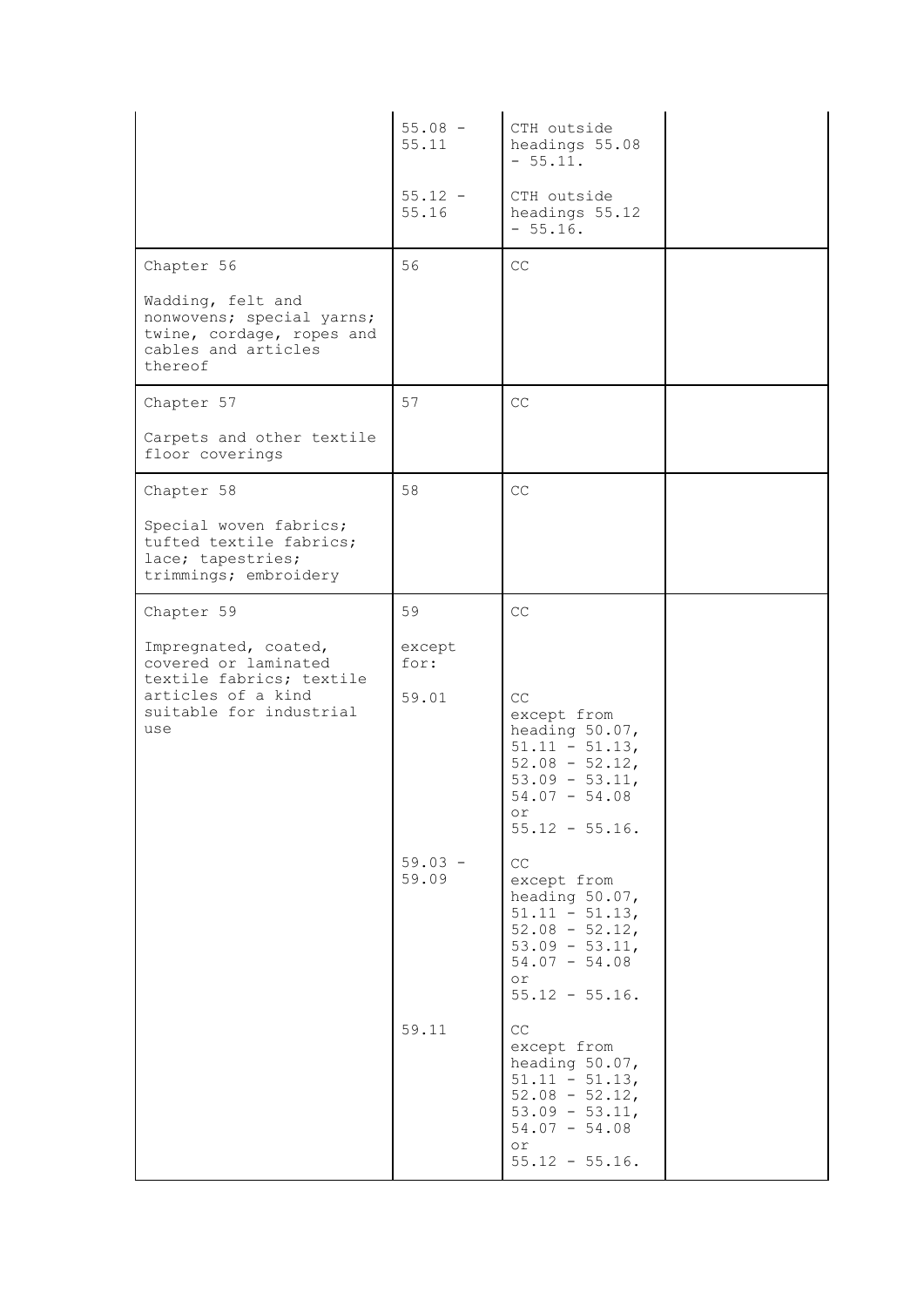| | | | |
|---|---|---|---|
| | 55.08 - 55.11 | CTH outside headings 55.08 - 55.11. | |
| | 55.12 - 55.16 | CTH outside headings 55.12 - 55.16. | |
| Chapter 56<br><br>Wadding, felt and nonwovens; special yarns; twine, cordage, ropes and cables and articles thereof | 56 | CC | |
| Chapter 57<br><br>Carpets and other textile floor coverings | 57 | CC | |
| Chapter 58<br><br>Special woven fabrics; tufted textile fabrics; lace; tapestries; trimmings; embroidery | 58 | CC | |
| Chapter 59<br><br>Impregnated, coated, covered or laminated textile fabrics; textile articles of a kind suitable for industrial use | 59<br><br>except for: | CC | |
| | 59.01 | CC except from heading 50.07, 51.11 - 51.13, 52.08 - 52.12, 53.09 - 53.11, 54.07 - 54.08 or 55.12 - 55.16. | |
| | 59.03 - 59.09 | CC except from heading 50.07, 51.11 - 51.13, 52.08 - 52.12, 53.09 - 53.11, 54.07 - 54.08 or 55.12 - 55.16. | |
| | 59.11 | CC except from heading 50.07, 51.11 - 51.13, 52.08 - 52.12, 53.09 - 53.11, 54.07 - 54.08 or 55.12 - 55.16. | |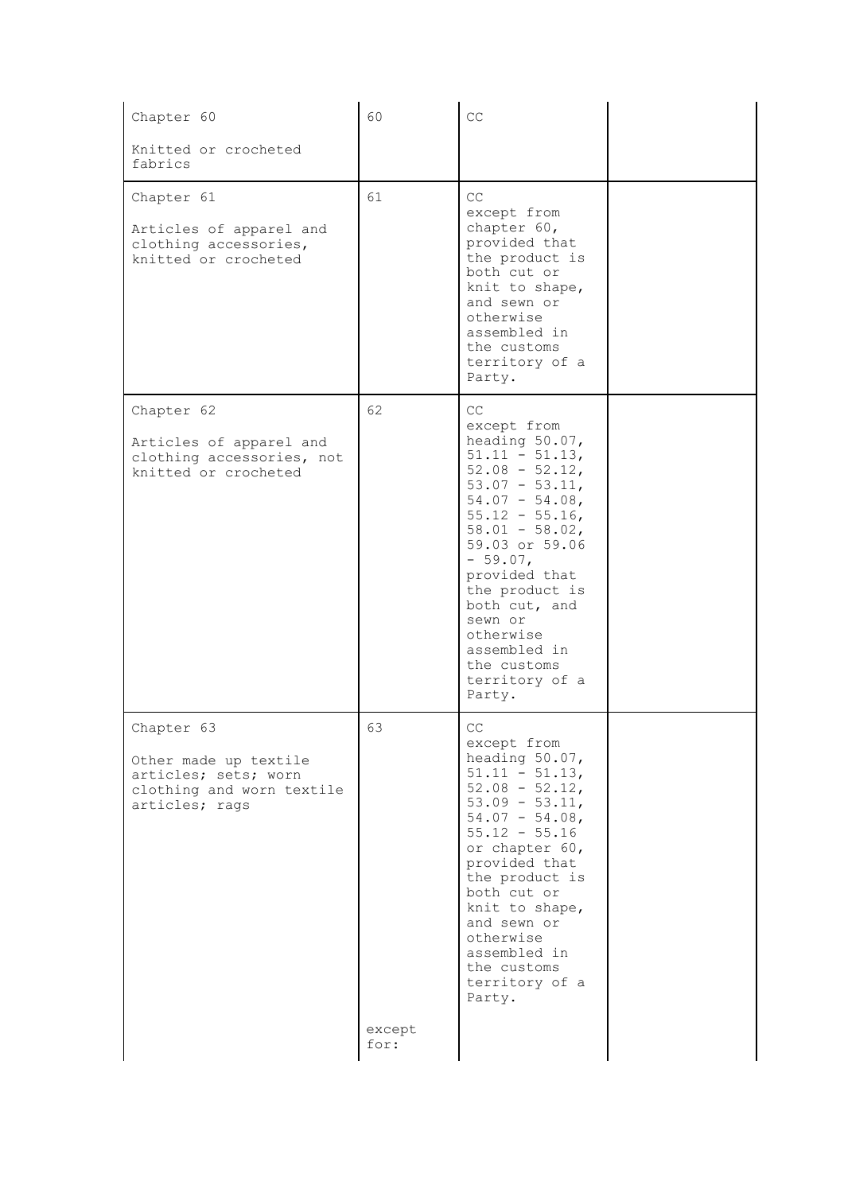| | | | |
|---|---|---|---|
| Chapter 60<br><br>Knitted or crocheted fabrics | 60 | CC | |
| Chapter 61<br><br>Articles of apparel and clothing accessories, knitted or crocheted | 61 | CC except from chapter 60, provided that the product is both cut or knit to shape, and sewn or otherwise assembled in the customs territory of a Party. | |
| Chapter 62<br><br>Articles of apparel and clothing accessories, not knitted or crocheted | 62 | CC except from heading 50.07, 51.11 - 51.13, 52.08 - 52.12, 53.07 - 53.11, 54.07 - 54.08, 55.12 - 55.16, 58.01 - 58.02, 59.03 or 59.06 - 59.07, provided that the product is both cut, and sewn or otherwise assembled in the customs territory of a Party. | |
| Chapter 63<br><br>Other made up textile articles; sets; worn clothing and worn textile articles; rags | 63<br><br>except for: | CC except from heading 50.07, 51.11 - 51.13, 52.08 - 52.12, 53.09 - 53.11, 54.07 - 54.08, 55.12 - 55.16 or chapter 60, provided that the product is both cut or knit to shape, and sewn or otherwise assembled in the customs territory of a Party. | |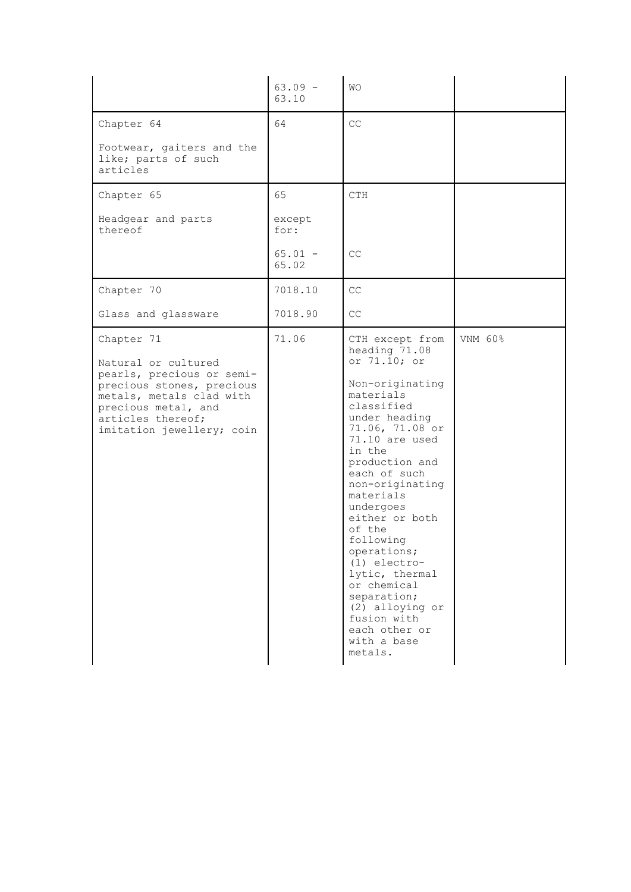| | | | |
|---|---|---|---|
| | 63.09 - 63.10 | WO | |
| Chapter 64<br><br>Footwear, gaiters and the like; parts of such articles | 64 | CC | |
| Chapter 65<br><br>Headgear and parts thereof | 65<br><br>except for: | CTH | |
| | 65.01 - 65.02 | CC | |
| Chapter 70<br><br>Glass and glassware | 7018.10 | CC | |
| | 7018.90 | CC | |
| Chapter 71<br><br>Natural or cultured pearls, precious or semi-precious stones, precious metals, metals clad with precious metal, and articles thereof; imitation jewellery; coin | 71.06 | CTH except from heading 71.08 or 71.10; or<br><br>Non-originating materials classified under heading 71.06, 71.08 or 71.10 are used in the production and each of such non-originating materials undergoes either or both of the following operations;<br>(1) electro-lytic, thermal or chemical separation;<br>(2) alloying or fusion with each other or with a base metals. | VNM 60% |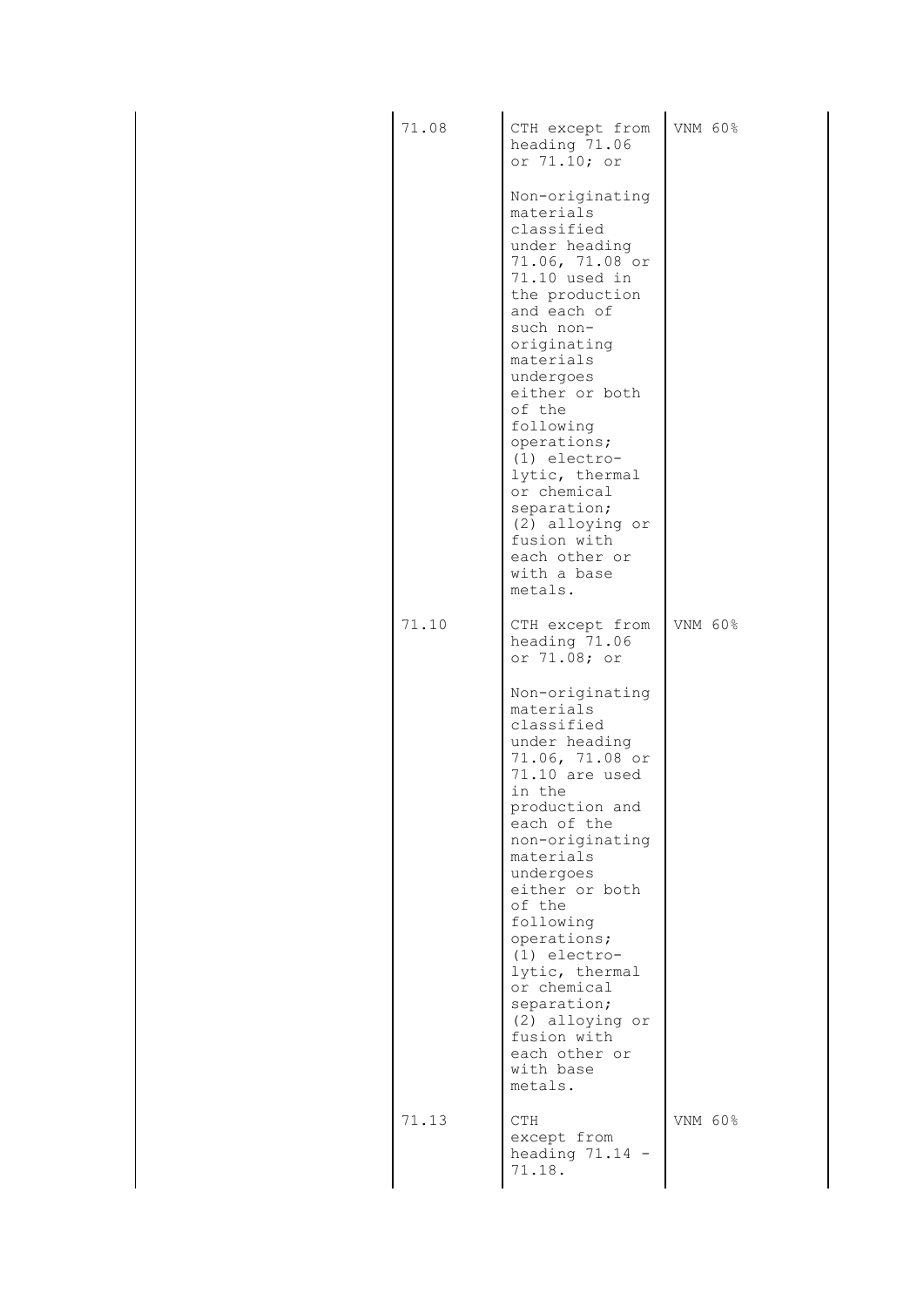| | 71.08 | CTH except from heading 71.06 or 71.10; or<br><br>Non-originating materials classified under heading 71.06, 71.08 or 71.10 used in the production and each of such non-originating materials undergoes either or both of the following operations;<br>(1) electro-lytic, thermal or chemical separation;<br>(2) alloying or fusion with each other or with a base metals. | VNM 60% |
|---|---|---|---|
| | 71.10 | CTH except from heading 71.06 or 71.08; or<br><br>Non-originating materials classified under heading 71.06, 71.08 or 71.10 are used in the production and each of the non-originating materials undergoes either or both of the following operations;<br>(1) electro-lytic, thermal or chemical separation;<br>(2) alloying or fusion with each other or with base metals. | VNM 60% |
| | 71.13 | CTH except from heading 71.14 - 71.18. | VNM 60% |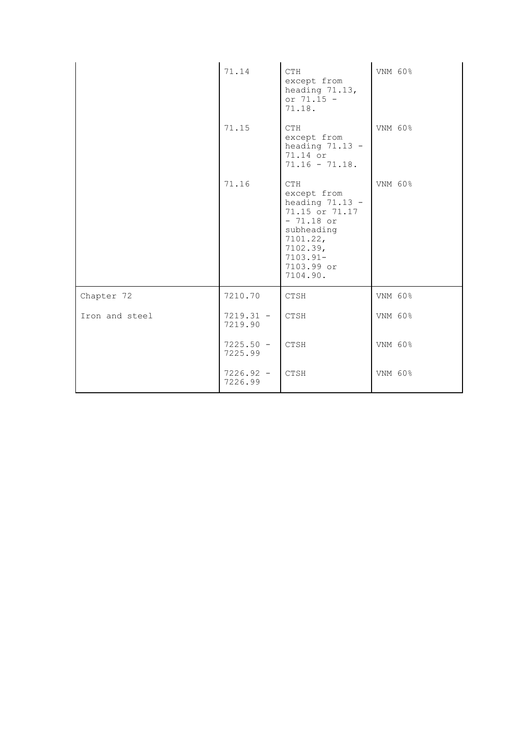| | | | |
|---|---|---|---|
| | 71.14 | CTH except from heading 71.13, or 71.15 - 71.18. | VNM 60% |
| | 71.15 | CTH except from heading 71.13 - 71.14 or 71.16 - 71.18. | VNM 60% |
| | 71.16 | CTH except from heading 71.13 - 71.15 or 71.17 - 71.18 or subheading 7101.22, 7102.39, 7103.91-7103.99 or 7104.90. | VNM 60% |
| Chapter 72 | 7210.70 | CTSH | VNM 60% |
| Iron and steel | 7219.31 - 7219.90 | CTSH | VNM 60% |
| | 7225.50 - 7225.99 | CTSH | VNM 60% |
| | 7226.92 - 7226.99 | CTSH | VNM 60% |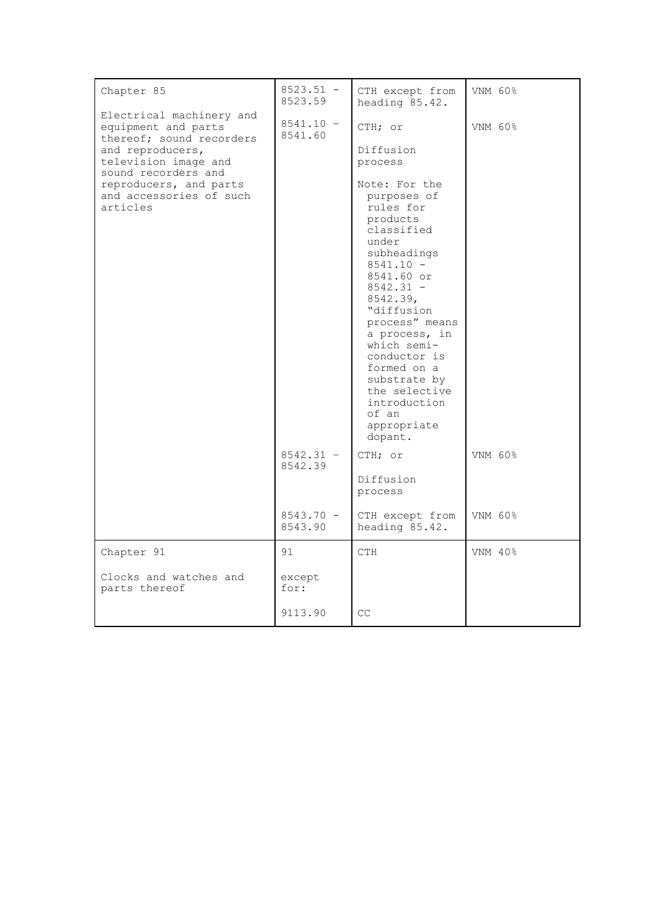| | | | |
|---|---|---|---|
| Chapter 85<br><br>Electrical machinery and equipment and parts thereof; sound recorders and reproducers, television image and sound recorders and reproducers, and parts and accessories of such articles | 8523.51 - 8523.59 | CTH except from heading 85.42. | VNM 60% |
| | 8541.10 – 8541.60 | CTH; or<br><br>Diffusion process<br><br>Note: For the purposes of rules for products classified under subheadings 8541.10 - 8541.60 or 8542.31 - 8542.39, "diffusion process" means a process, in which semi-conductor is formed on a substrate by the selective introduction of an appropriate dopant. | VNM 60% |
| | 8542.31 – 8542.39 | CTH; or<br><br>Diffusion process | VNM 60% |
| | 8543.70 - 8543.90 | CTH except from heading 85.42. | VNM 60% |
| Chapter 91<br><br>Clocks and watches and parts thereof | 91<br><br>except for: | CTH | VNM 40% |
| | 9113.90 | CC | |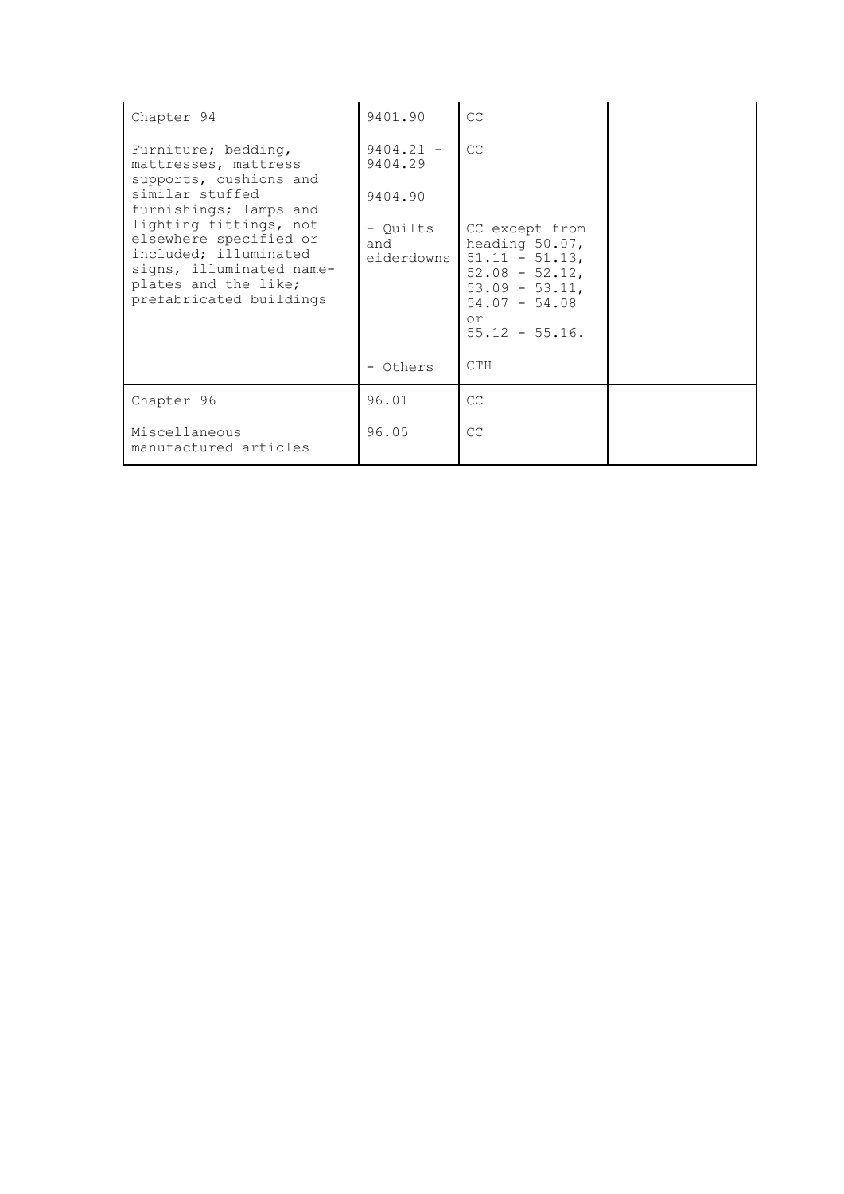| Chapter 94<br><br>Furniture; bedding, mattresses, mattress supports, cushions and similar stuffed furnishings; lamps and lighting fittings, not elsewhere specified or included; illuminated signs, illuminated name-plates and the like; prefabricated buildings | 9401.90 | CC | |
|---|---|---|---|
| | 9404.21 - 9404.29 | CC | |
| | 9404.90 | | |
| | - Quilts and eiderdowns | CC except from heading 50.07, 51.11 - 51.13, 52.08 - 52.12, 53.09 - 53.11, 54.07 - 54.08 or 55.12 - 55.16. | |
| | - Others | CTH | |
| Chapter 96<br><br>Miscellaneous manufactured articles | 96.01 | CC | |
| | 96.05 | CC | |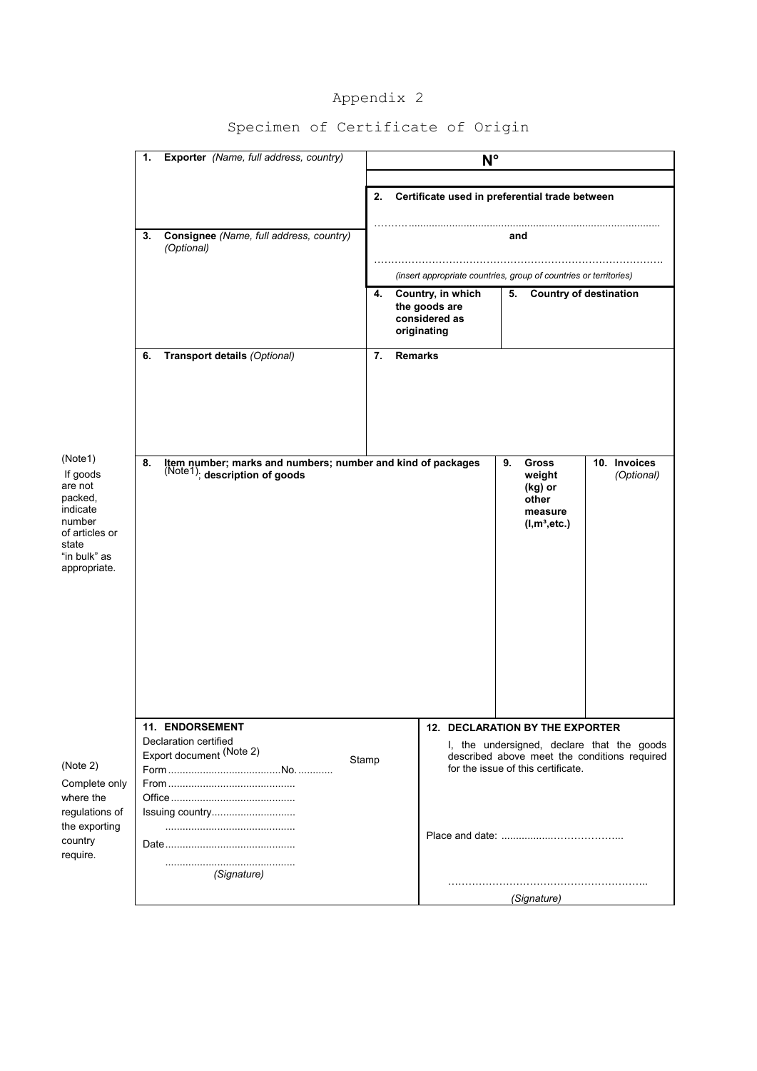Appendix 2

Specimen of Certificate of Origin

| **1. Exporter** *(Name, full address, country)* | **N°** | | |
|---|---|---|---|
| | **2. Certificate used in preferential trade between**<br><br>..........................................................................................<br>**and**<br>..........................................................................................<br>*(insert appropriate countries, group of countries or territories)* | | |
| **3. Consignee** *(Name, full address, country)* *(Optional)* | **4. Country, in which the goods are considered as originating** | **5. Country of destination** | |
| **6. Transport details** *(Optional)* | **7. Remarks** | | |
| **8. Item number; marks and numbers; number and kind of packages** (Note1)**; description of goods** | | **9. Gross weight (kg) or other measure (l,m³,etc.)** | **10. Invoices** *(Optional)* |
| **11. ENDORSEMENT**<br>Declaration certified<br>Export document (Note 2)<br>Form ......................................No. ............<br>From ...........................................<br>Office ..........................................<br>Issuing country............................<br>...........................................<br>Date ...........................................<br>...........................................<br>*(Signature)*<br><br>Stamp | **12. DECLARATION BY THE EXPORTER**<br>I, the undersigned, declare that the goods described above meet the conditions required for the issue of this certificate.<br><br>Place and date: .....................................<br><br>...........................................................<br>*(Signature)* | | |

(Note1) If goods are not packed, indicate number of articles or state "in bulk" as appropriate.

(Note 2) Complete only where the regulations of the exporting country require.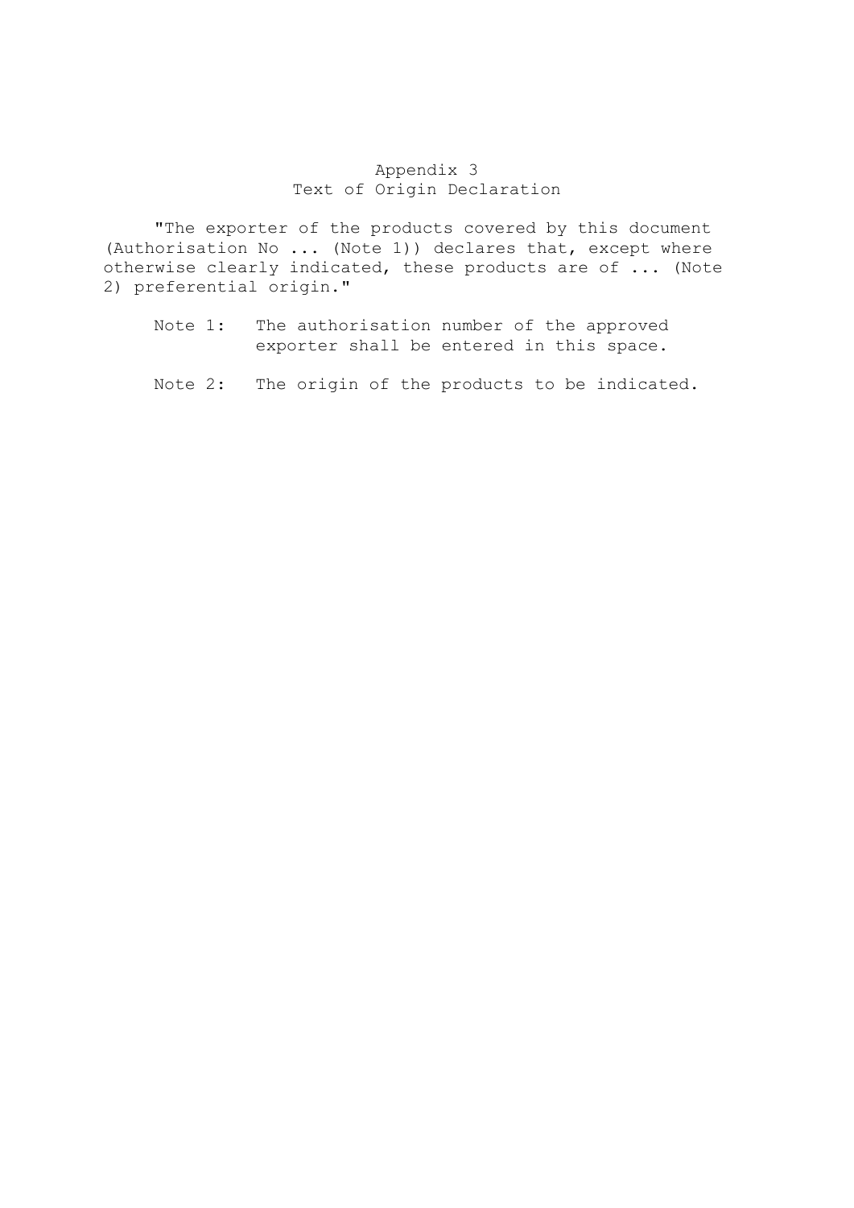## Appendix 3
## Text of Origin Declaration

"The exporter of the products covered by this document (Authorisation No ... (Note 1)) declares that, except where otherwise clearly indicated, these products are of ... (Note 2) preferential origin."

Note 1: The authorisation number of the approved exporter shall be entered in this space.

Note 2: The origin of the products to be indicated.